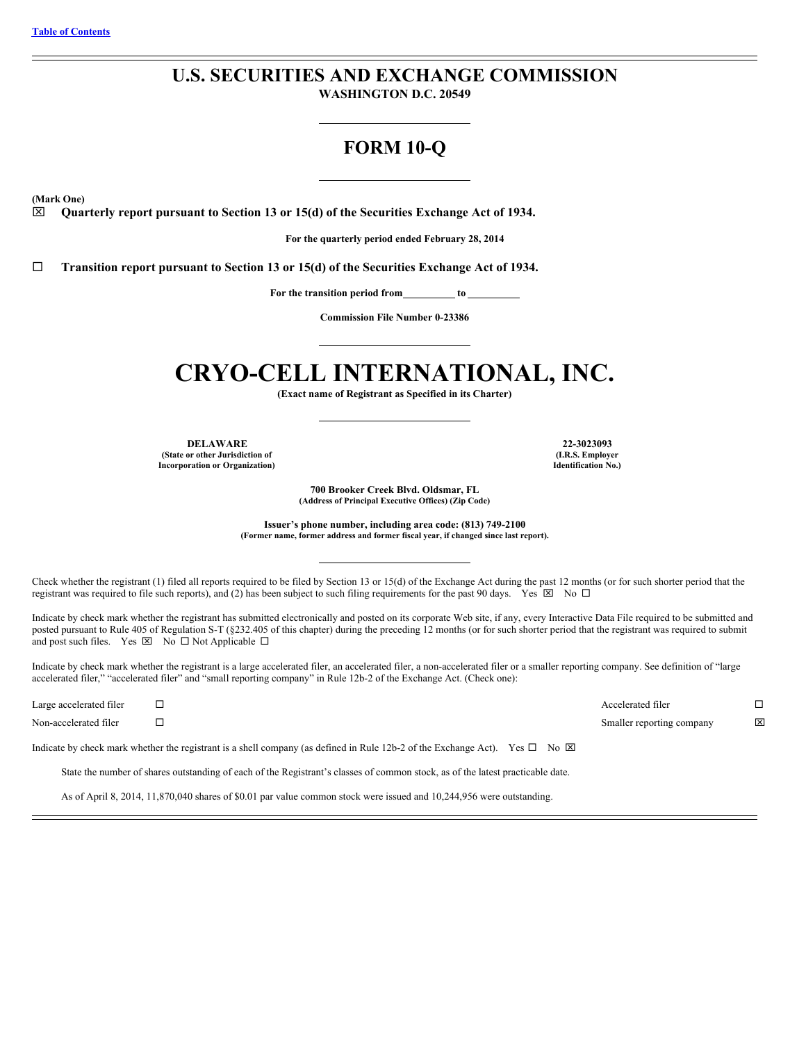[Table of Contents](#)

# U.S. SECURITIES AND EXCHANGE COMMISSION

**WASHINGTON D.C. 20549**

## FORM 10-Q

**(Mark One)**

☒ **Quarterly report pursuant to Section 13 or 15(d) of the Securities Exchange Act of 1934.**

**For the quarterly period ended February 28, 2014**

☐ **Transition report pursuant to Section 13 or 15(d) of the Securities Exchange Act of 1934.**

**For the transition period from \_\_\_\_\_\_\_\_\_\_ to \_\_\_\_\_\_\_\_\_\_**

**Commission File Number 0-23386**

# CRYO-CELL INTERNATIONAL, INC.

**(Exact name of Registrant as Specified in its Charter)**

| **DELAWARE** | **22-3023093** |
|---|---|
| **(State or other Jurisdiction of Incorporation or Organization)** | **(I.R.S. Employer Identification No.)** |

**700 Brooker Creek Blvd. Oldsmar, FL**
**(Address of Principal Executive Offices) (Zip Code)**

**Issuer's phone number, including area code: (813) 749-2100**
**(Former name, former address and former fiscal year, if changed since last report).**

Check whether the registrant (1) filed all reports required to be filed by Section 13 or 15(d) of the Exchange Act during the past 12 months (or for such shorter period that the registrant was required to file such reports), and (2) has been subject to such filing requirements for the past 90 days. Yes ☒ No ☐

Indicate by check mark whether the registrant has submitted electronically and posted on its corporate Web site, if any, every Interactive Data File required to be submitted and posted pursuant to Rule 405 of Regulation S-T (§232.405 of this chapter) during the preceding 12 months (or for such shorter period that the registrant was required to submit and post such files. Yes ☒ No ☐ Not Applicable ☐

Indicate by check mark whether the registrant is a large accelerated filer, an accelerated filer, a non-accelerated filer or a smaller reporting company. See definition of "large accelerated filer," "accelerated filer" and "small reporting company" in Rule 12b-2 of the Exchange Act. (Check one):

| | | | |
|---|---|---|---|
| Large accelerated filer | ☐ | Accelerated filer | ☐ |
| Non-accelerated filer | ☐ | Smaller reporting company | ☒ |

Indicate by check mark whether the registrant is a shell company (as defined in Rule 12b-2 of the Exchange Act). Yes ☐ No ☒

State the number of shares outstanding of each of the Registrant's classes of common stock, as of the latest practicable date.

As of April 8, 2014, 11,870,040 shares of $0.01 par value common stock were issued and 10,244,956 were outstanding.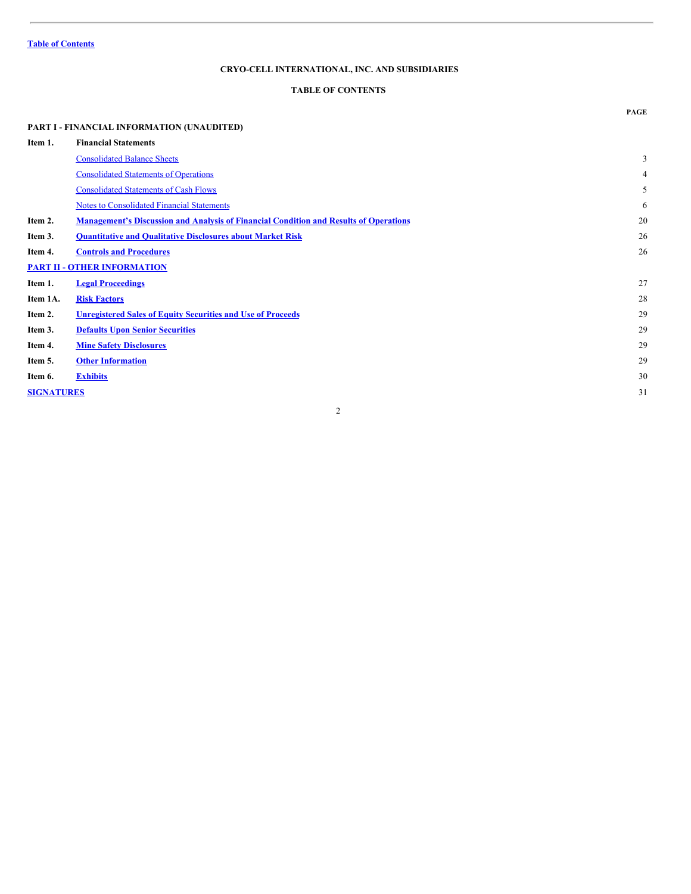Table of Contents

# CRYO-CELL INTERNATIONAL, INC. AND SUBSIDIARIES

## TABLE OF CONTENTS

| | | PAGE |
|---|---|---|
| **PART I - FINANCIAL INFORMATION (UNAUDITED)** | | |
| **Item 1.** | **Financial Statements** | |
| | Consolidated Balance Sheets | 3 |
| | Consolidated Statements of Operations | 4 |
| | Consolidated Statements of Cash Flows | 5 |
| | Notes to Consolidated Financial Statements | 6 |
| **Item 2.** | **Management's Discussion and Analysis of Financial Condition and Results of Operations** | 20 |
| **Item 3.** | **Quantitative and Qualitative Disclosures about Market Risk** | 26 |
| **Item 4.** | **Controls and Procedures** | 26 |
| **PART II - OTHER INFORMATION** | | |
| **Item 1.** | **Legal Proceedings** | 27 |
| **Item 1A.** | **Risk Factors** | 28 |
| **Item 2.** | **Unregistered Sales of Equity Securities and Use of Proceeds** | 29 |
| **Item 3.** | **Defaults Upon Senior Securities** | 29 |
| **Item 4.** | **Mine Safety Disclosures** | 29 |
| **Item 5.** | **Other Information** | 29 |
| **Item 6.** | **Exhibits** | 30 |
| **SIGNATURES** | | 31 |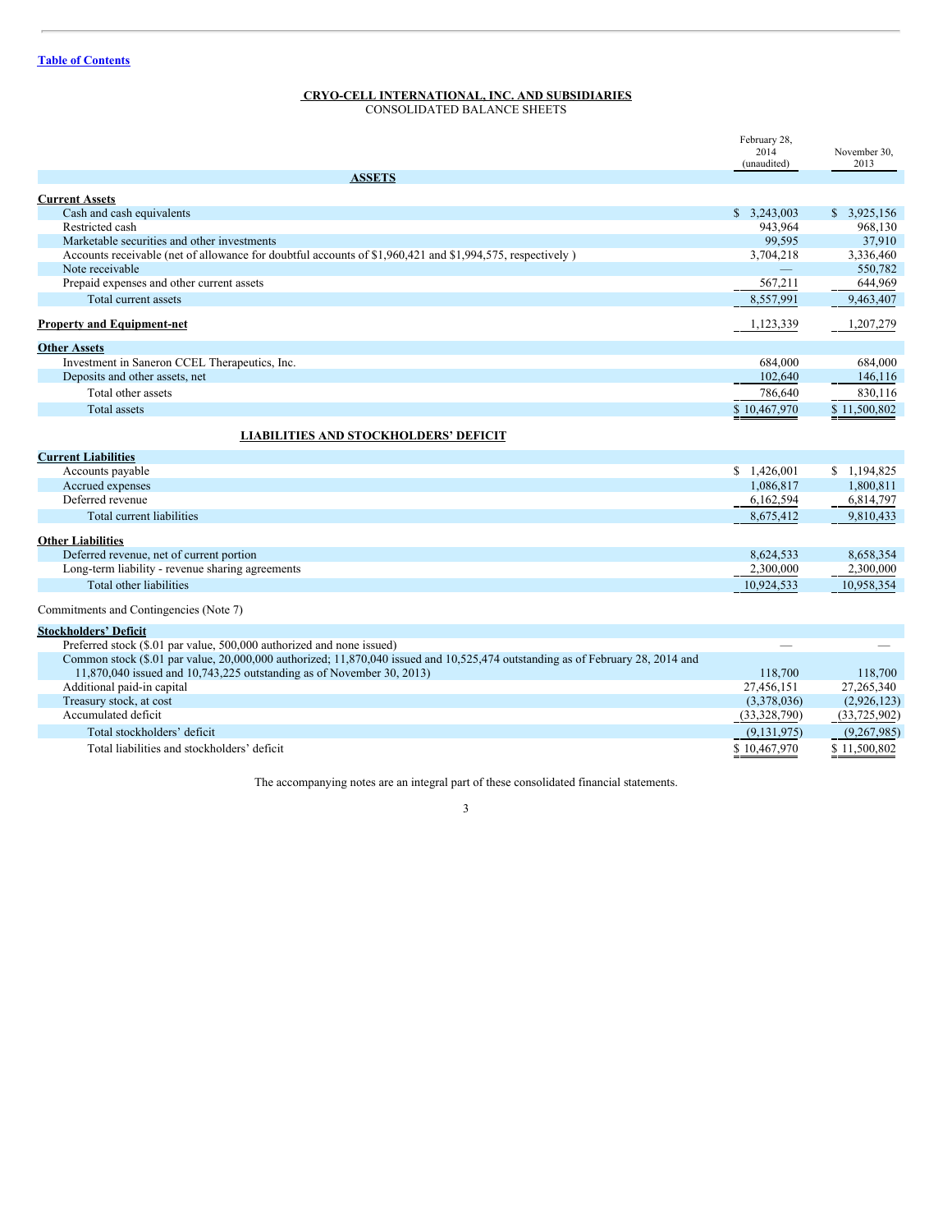[Table of Contents](#)

# CRYO-CELL INTERNATIONAL, INC. AND SUBSIDIARIES

CONSOLIDATED BALANCE SHEETS

| | February 28, 2014 (unaudited) | November 30, 2013 |
|---|---|---|
| **ASSETS** | | |
| **Current Assets** | | |
| Cash and cash equivalents | $ 3,243,003 | $ 3,925,156 |
| Restricted cash | 943,964 | 968,130 |
| Marketable securities and other investments | 99,595 | 37,910 |
| Accounts receivable (net of allowance for doubtful accounts of $1,960,421 and $1,994,575, respectively ) | 3,704,218 | 3,336,460 |
| Note receivable | — | 550,782 |
| Prepaid expenses and other current assets | 567,211 | 644,969 |
| Total current assets | 8,557,991 | 9,463,407 |
| **Property and Equipment-net** | 1,123,339 | 1,207,279 |
| **Other Assets** | | |
| Investment in Saneron CCEL Therapeutics, Inc. | 684,000 | 684,000 |
| Deposits and other assets, net | 102,640 | 146,116 |
| Total other assets | 786,640 | 830,116 |
| Total assets | $ 10,467,970 | $ 11,500,802 |
| **LIABILITIES AND STOCKHOLDERS' DEFICIT** | | |
| **Current Liabilities** | | |
| Accounts payable | $ 1,426,001 | $ 1,194,825 |
| Accrued expenses | 1,086,817 | 1,800,811 |
| Deferred revenue | 6,162,594 | 6,814,797 |
| Total current liabilities | 8,675,412 | 9,810,433 |
| **Other Liabilities** | | |
| Deferred revenue, net of current portion | 8,624,533 | 8,658,354 |
| Long-term liability - revenue sharing agreements | 2,300,000 | 2,300,000 |
| Total other liabilities | 10,924,533 | 10,958,354 |
| Commitments and Contingencies (Note 7) | | |
| **Stockholders' Deficit** | | |
| Preferred stock ($.01 par value, 500,000 authorized and none issued) | — | — |
| Common stock ($.01 par value, 20,000,000 authorized; 11,870,040 issued and 10,525,474 outstanding as of February 28, 2014 and 11,870,040 issued and 10,743,225 outstanding as of November 30, 2013) | 118,700 | 118,700 |
| Additional paid-in capital | 27,456,151 | 27,265,340 |
| Treasury stock, at cost | (3,378,036) | (2,926,123) |
| Accumulated deficit | (33,328,790) | (33,725,902) |
| Total stockholders' deficit | (9,131,975) | (9,267,985) |
| Total liabilities and stockholders' deficit | $ 10,467,970 | $ 11,500,802 |

The accompanying notes are an integral part of these consolidated financial statements.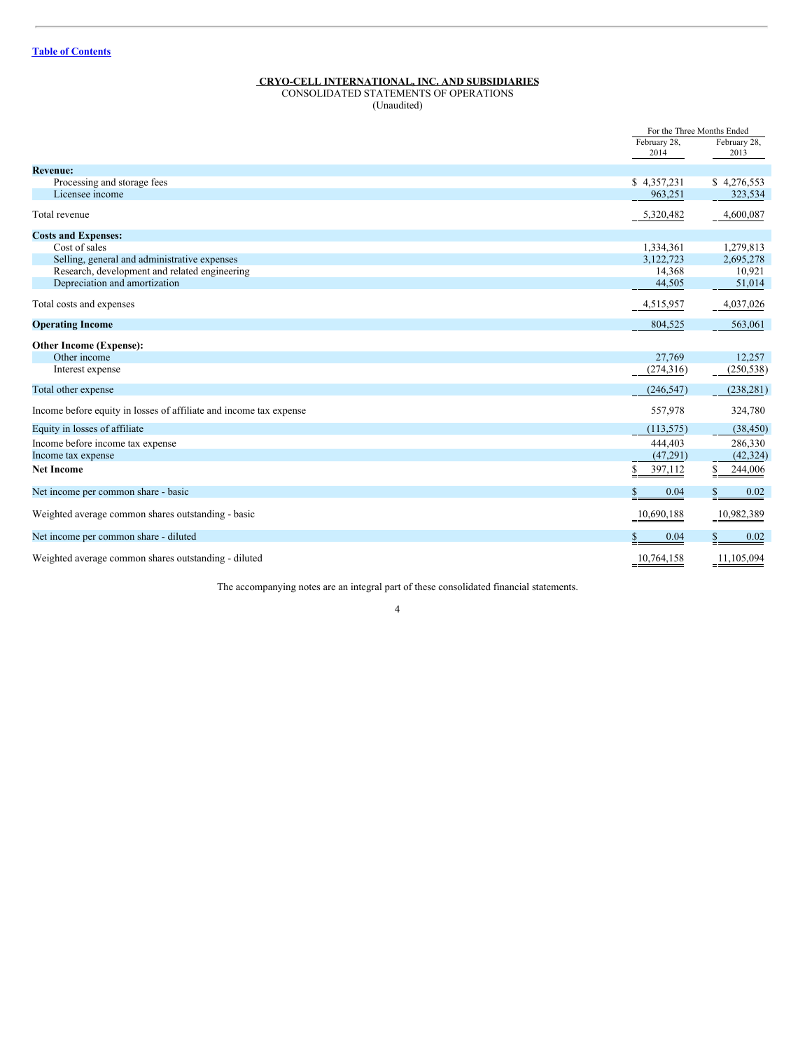[Table of Contents](#)

**CRYO-CELL INTERNATIONAL, INC. AND SUBSIDIARIES**
CONSOLIDATED STATEMENTS OF OPERATIONS
(Unaudited)

| | For the Three Months Ended | |
|---|---|---|
| | February 28, 2014 | February 28, 2013 |
| **Revenue:** | | |
| Processing and storage fees | $ 4,357,231 | $ 4,276,553 |
| Licensee income | 963,251 | 323,534 |
| Total revenue | 5,320,482 | 4,600,087 |
| **Costs and Expenses:** | | |
| Cost of sales | 1,334,361 | 1,279,813 |
| Selling, general and administrative expenses | 3,122,723 | 2,695,278 |
| Research, development and related engineering | 14,368 | 10,921 |
| Depreciation and amortization | 44,505 | 51,014 |
| Total costs and expenses | 4,515,957 | 4,037,026 |
| **Operating Income** | 804,525 | 563,061 |
| **Other Income (Expense):** | | |
| Other income | 27,769 | 12,257 |
| Interest expense | (274,316) | (250,538) |
| Total other expense | (246,547) | (238,281) |
| Income before equity in losses of affiliate and income tax expense | 557,978 | 324,780 |
| Equity in losses of affiliate | (113,575) | (38,450) |
| Income before income tax expense | 444,403 | 286,330 |
| Income tax expense | (47,291) | (42,324) |
| **Net Income** | $ 397,112 | $ 244,006 |
| Net income per common share - basic | $ 0.04 | $ 0.02 |
| Weighted average common shares outstanding - basic | 10,690,188 | 10,982,389 |
| Net income per common share - diluted | $ 0.04 | $ 0.02 |
| Weighted average common shares outstanding - diluted | 10,764,158 | 11,105,094 |

The accompanying notes are an integral part of these consolidated financial statements.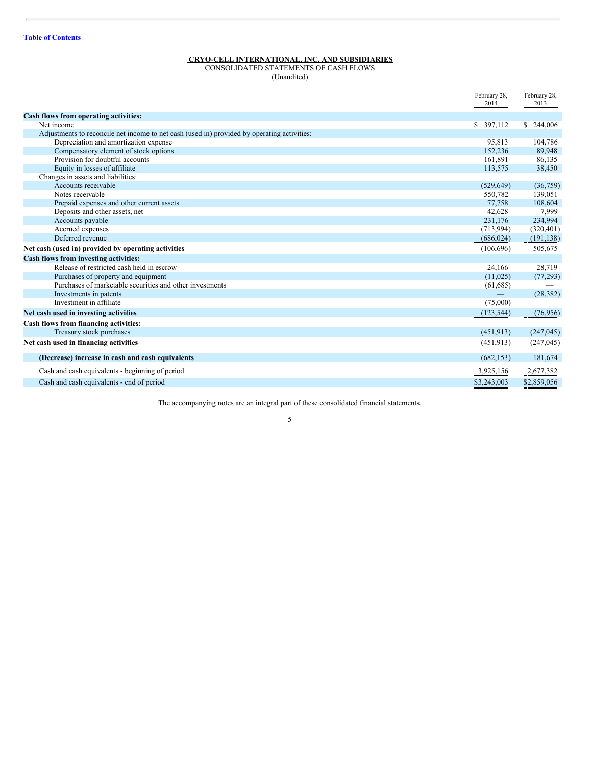**CRYO-CELL INTERNATIONAL, INC. AND SUBSIDIARIES**
CONSOLIDATED STATEMENTS OF CASH FLOWS
(Unaudited)

| | February 28, 2014 | February 28, 2013 |
|---|---|---|
| **Cash flows from operating activities:** | | |
| Net income | $ 397,112 | $ 244,006 |
| Adjustments to reconcile net income to net cash (used in) provided by operating activities: | | |
| Depreciation and amortization expense | 95,813 | 104,786 |
| Compensatory element of stock options | 152,236 | 89,948 |
| Provision for doubtful accounts | 161,891 | 86,135 |
| Equity in losses of affiliate | 113,575 | 38,450 |
| Changes in assets and liabilities: | | |
| Accounts receivable | (529,649) | (36,759) |
| Notes receivable | 550,782 | 139,051 |
| Prepaid expenses and other current assets | 77,758 | 108,604 |
| Deposits and other assets, net | 42,628 | 7,999 |
| Accounts payable | 231,176 | 234,994 |
| Accrued expenses | (713,994) | (320,401) |
| Deferred revenue | (686,024) | (191,138) |
| **Net cash (used in) provided by operating activities** | (106,696) | 505,675 |
| **Cash flows from investing activities:** | | |
| Release of restricted cash held in escrow | 24,166 | 28,719 |
| Purchases of property and equipment | (11,025) | (77,293) |
| Purchases of marketable securities and other investments | (61,685) | — |
| Investments in patents | — | (28,382) |
| Investment in affiliate | (75,000) | — |
| **Net cash used in investing activities** | (123,544) | (76,956) |
| **Cash flows from financing activities:** | | |
| Treasury stock purchases | (451,913) | (247,045) |
| **Net cash used in financing activities** | (451,913) | (247,045) |
| **(Decrease) increase in cash and cash equivalents** | (682,153) | 181,674 |
| Cash and cash equivalents - beginning of period | 3,925,156 | 2,677,382 |
| Cash and cash equivalents - end of period | $3,243,003 | $2,859,056 |

The accompanying notes are an integral part of these consolidated financial statements.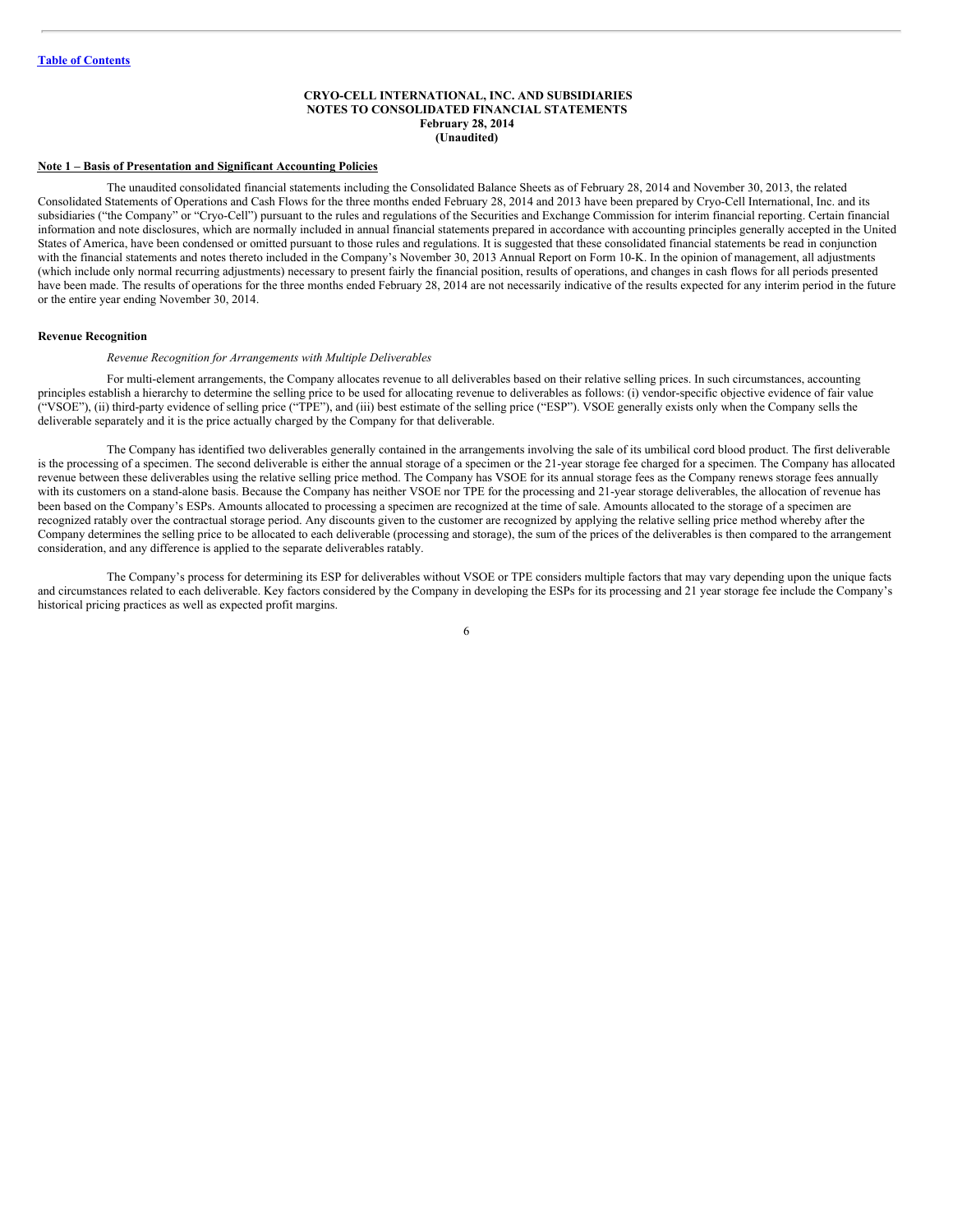[Table of Contents](#)

**CRYO-CELL INTERNATIONAL, INC. AND SUBSIDIARIES**
**NOTES TO CONSOLIDATED FINANCIAL STATEMENTS**
**February 28, 2014**
**(Unaudited)**

**Note 1 – Basis of Presentation and Significant Accounting Policies**

The unaudited consolidated financial statements including the Consolidated Balance Sheets as of February 28, 2014 and November 30, 2013, the related Consolidated Statements of Operations and Cash Flows for the three months ended February 28, 2014 and 2013 have been prepared by Cryo-Cell International, Inc. and its subsidiaries ("the Company" or "Cryo-Cell") pursuant to the rules and regulations of the Securities and Exchange Commission for interim financial reporting. Certain financial information and note disclosures, which are normally included in annual financial statements prepared in accordance with accounting principles generally accepted in the United States of America, have been condensed or omitted pursuant to those rules and regulations. It is suggested that these consolidated financial statements be read in conjunction with the financial statements and notes thereto included in the Company's November 30, 2013 Annual Report on Form 10-K. In the opinion of management, all adjustments (which include only normal recurring adjustments) necessary to present fairly the financial position, results of operations, and changes in cash flows for all periods presented have been made. The results of operations for the three months ended February 28, 2014 are not necessarily indicative of the results expected for any interim period in the future or the entire year ending November 30, 2014.

**Revenue Recognition**

*Revenue Recognition for Arrangements with Multiple Deliverables*

For multi-element arrangements, the Company allocates revenue to all deliverables based on their relative selling prices. In such circumstances, accounting principles establish a hierarchy to determine the selling price to be used for allocating revenue to deliverables as follows: (i) vendor-specific objective evidence of fair value ("VSOE"), (ii) third-party evidence of selling price ("TPE"), and (iii) best estimate of the selling price ("ESP"). VSOE generally exists only when the Company sells the deliverable separately and it is the price actually charged by the Company for that deliverable.

The Company has identified two deliverables generally contained in the arrangements involving the sale of its umbilical cord blood product. The first deliverable is the processing of a specimen. The second deliverable is either the annual storage of a specimen or the 21-year storage fee charged for a specimen. The Company has allocated revenue between these deliverables using the relative selling price method. The Company has VSOE for its annual storage fees as the Company renews storage fees annually with its customers on a stand-alone basis. Because the Company has neither VSOE nor TPE for the processing and 21-year storage deliverables, the allocation of revenue has been based on the Company's ESPs. Amounts allocated to processing a specimen are recognized at the time of sale. Amounts allocated to the storage of a specimen are recognized ratably over the contractual storage period. Any discounts given to the customer are recognized by applying the relative selling price method whereby after the Company determines the selling price to be allocated to each deliverable (processing and storage), the sum of the prices of the deliverables is then compared to the arrangement consideration, and any difference is applied to the separate deliverables ratably.

The Company's process for determining its ESP for deliverables without VSOE or TPE considers multiple factors that may vary depending upon the unique facts and circumstances related to each deliverable. Key factors considered by the Company in developing the ESPs for its processing and 21 year storage fee include the Company's historical pricing practices as well as expected profit margins.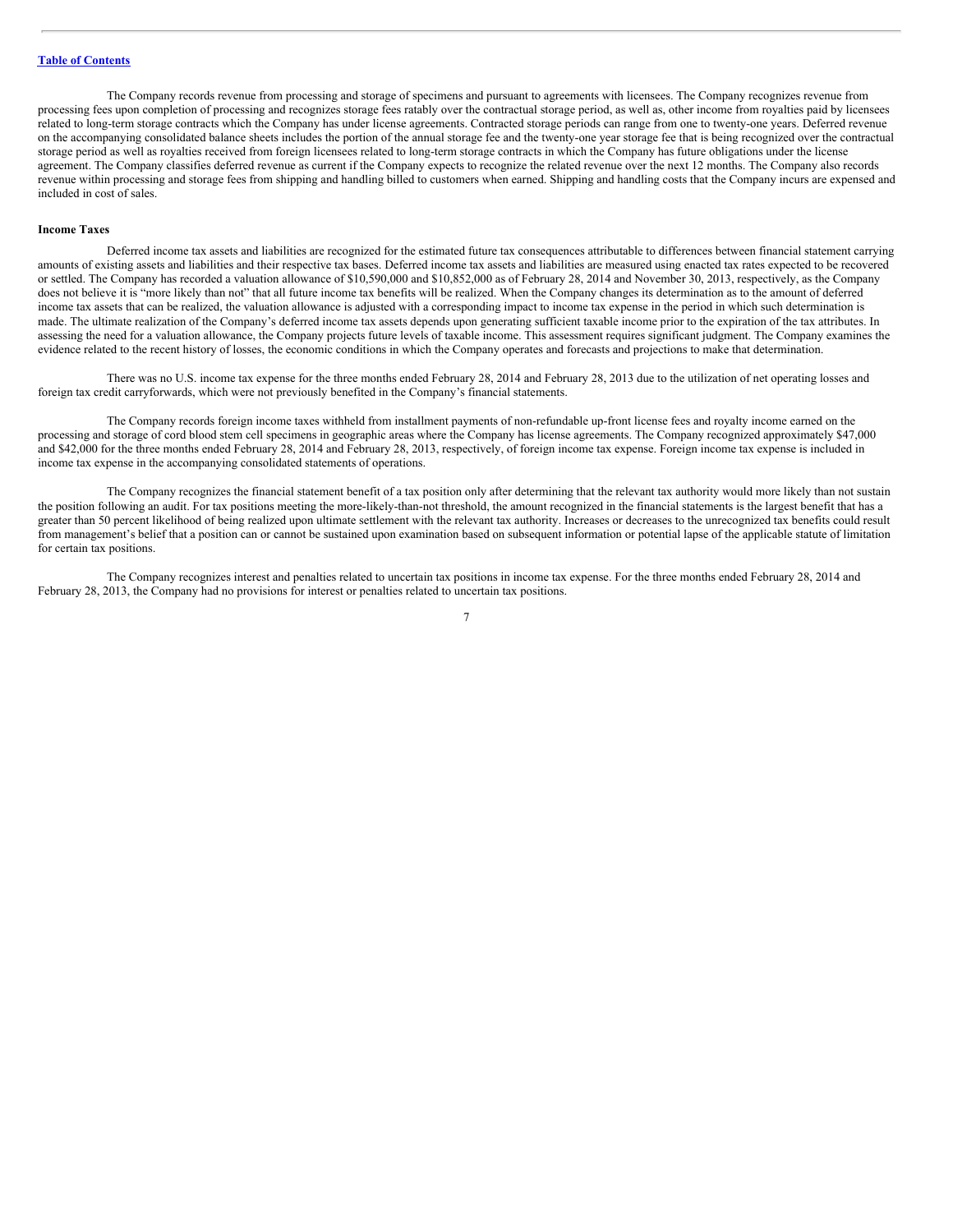The Company records revenue from processing and storage of specimens and pursuant to agreements with licensees. The Company recognizes revenue from processing fees upon completion of processing and recognizes storage fees ratably over the contractual storage period, as well as, other income from royalties paid by licensees related to long-term storage contracts which the Company has under license agreements. Contracted storage periods can range from one to twenty-one years. Deferred revenue on the accompanying consolidated balance sheets includes the portion of the annual storage fee and the twenty-one year storage fee that is being recognized over the contractual storage period as well as royalties received from foreign licensees related to long-term storage contracts in which the Company has future obligations under the license agreement. The Company classifies deferred revenue as current if the Company expects to recognize the related revenue over the next 12 months. The Company also records revenue within processing and storage fees from shipping and handling billed to customers when earned. Shipping and handling costs that the Company incurs are expensed and included in cost of sales.

**Income Taxes**

Deferred income tax assets and liabilities are recognized for the estimated future tax consequences attributable to differences between financial statement carrying amounts of existing assets and liabilities and their respective tax bases. Deferred income tax assets and liabilities are measured using enacted tax rates expected to be recovered or settled. The Company has recorded a valuation allowance of $10,590,000 and $10,852,000 as of February 28, 2014 and November 30, 2013, respectively, as the Company does not believe it is "more likely than not" that all future income tax benefits will be realized. When the Company changes its determination as to the amount of deferred income tax assets that can be realized, the valuation allowance is adjusted with a corresponding impact to income tax expense in the period in which such determination is made. The ultimate realization of the Company's deferred income tax assets depends upon generating sufficient taxable income prior to the expiration of the tax attributes. In assessing the need for a valuation allowance, the Company projects future levels of taxable income. This assessment requires significant judgment. The Company examines the evidence related to the recent history of losses, the economic conditions in which the Company operates and forecasts and projections to make that determination.

There was no U.S. income tax expense for the three months ended February 28, 2014 and February 28, 2013 due to the utilization of net operating losses and foreign tax credit carryforwards, which were not previously benefited in the Company's financial statements.

The Company records foreign income taxes withheld from installment payments of non-refundable up-front license fees and royalty income earned on the processing and storage of cord blood stem cell specimens in geographic areas where the Company has license agreements. The Company recognized approximately $47,000 and $42,000 for the three months ended February 28, 2014 and February 28, 2013, respectively, of foreign income tax expense. Foreign income tax expense is included in income tax expense in the accompanying consolidated statements of operations.

The Company recognizes the financial statement benefit of a tax position only after determining that the relevant tax authority would more likely than not sustain the position following an audit. For tax positions meeting the more-likely-than-not threshold, the amount recognized in the financial statements is the largest benefit that has a greater than 50 percent likelihood of being realized upon ultimate settlement with the relevant tax authority. Increases or decreases to the unrecognized tax benefits could result from management's belief that a position can or cannot be sustained upon examination based on subsequent information or potential lapse of the applicable statute of limitation for certain tax positions.

The Company recognizes interest and penalties related to uncertain tax positions in income tax expense. For the three months ended February 28, 2014 and February 28, 2013, the Company had no provisions for interest or penalties related to uncertain tax positions.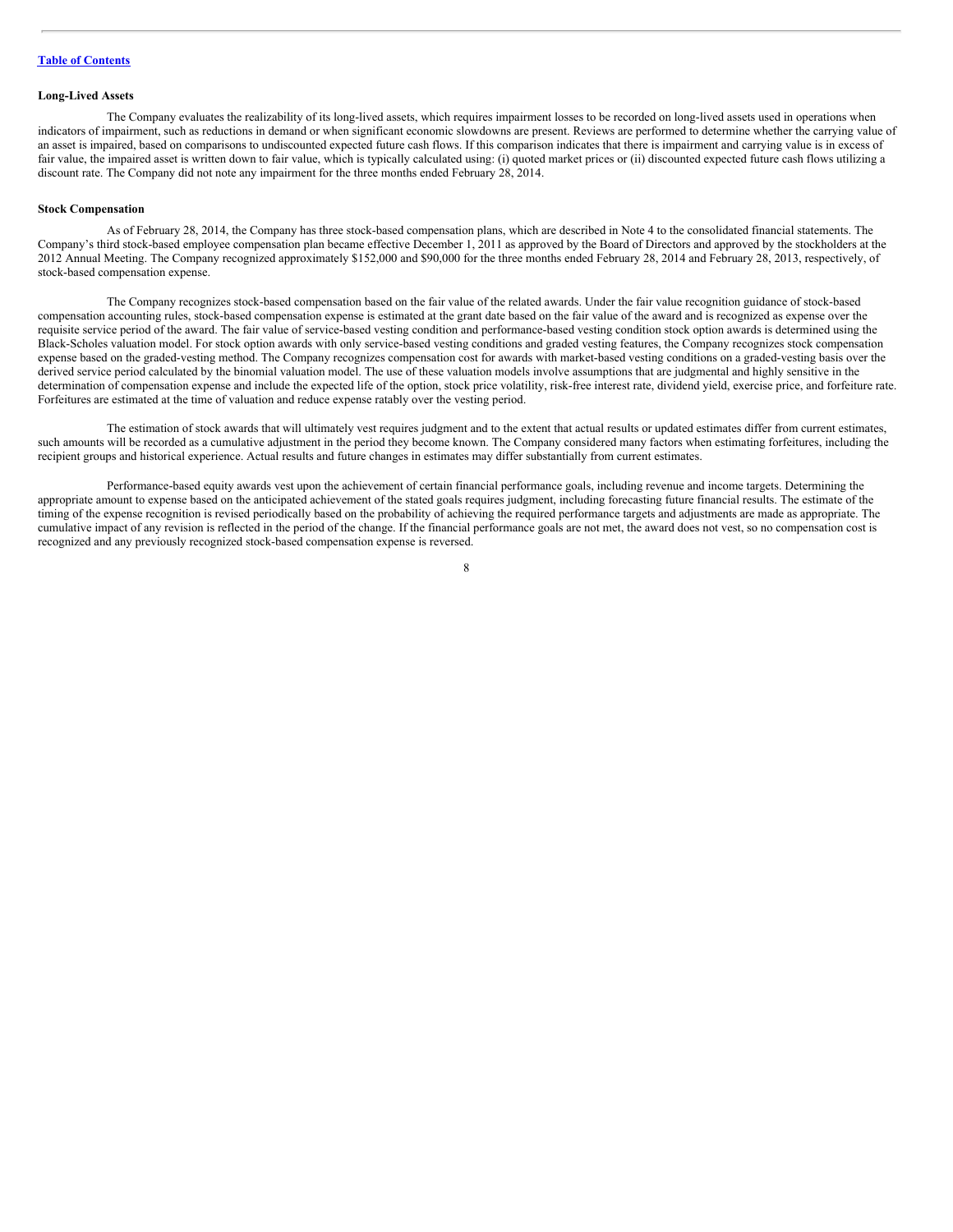**Long-Lived Assets**

The Company evaluates the realizability of its long-lived assets, which requires impairment losses to be recorded on long-lived assets used in operations when indicators of impairment, such as reductions in demand or when significant economic slowdowns are present. Reviews are performed to determine whether the carrying value of an asset is impaired, based on comparisons to undiscounted expected future cash flows. If this comparison indicates that there is impairment and carrying value is in excess of fair value, the impaired asset is written down to fair value, which is typically calculated using: (i) quoted market prices or (ii) discounted expected future cash flows utilizing a discount rate. The Company did not note any impairment for the three months ended February 28, 2014.

**Stock Compensation**

As of February 28, 2014, the Company has three stock-based compensation plans, which are described in Note 4 to the consolidated financial statements. The Company's third stock-based employee compensation plan became effective December 1, 2011 as approved by the Board of Directors and approved by the stockholders at the 2012 Annual Meeting. The Company recognized approximately $152,000 and $90,000 for the three months ended February 28, 2014 and February 28, 2013, respectively, of stock-based compensation expense.

The Company recognizes stock-based compensation based on the fair value of the related awards. Under the fair value recognition guidance of stock-based compensation accounting rules, stock-based compensation expense is estimated at the grant date based on the fair value of the award and is recognized as expense over the requisite service period of the award. The fair value of service-based vesting condition and performance-based vesting condition stock option awards is determined using the Black-Scholes valuation model. For stock option awards with only service-based vesting conditions and graded vesting features, the Company recognizes stock compensation expense based on the graded-vesting method. The Company recognizes compensation cost for awards with market-based vesting conditions on a graded-vesting basis over the derived service period calculated by the binomial valuation model. The use of these valuation models involve assumptions that are judgmental and highly sensitive in the determination of compensation expense and include the expected life of the option, stock price volatility, risk-free interest rate, dividend yield, exercise price, and forfeiture rate. Forfeitures are estimated at the time of valuation and reduce expense ratably over the vesting period.

The estimation of stock awards that will ultimately vest requires judgment and to the extent that actual results or updated estimates differ from current estimates, such amounts will be recorded as a cumulative adjustment in the period they become known. The Company considered many factors when estimating forfeitures, including the recipient groups and historical experience. Actual results and future changes in estimates may differ substantially from current estimates.

Performance-based equity awards vest upon the achievement of certain financial performance goals, including revenue and income targets. Determining the appropriate amount to expense based on the anticipated achievement of the stated goals requires judgment, including forecasting future financial results. The estimate of the timing of the expense recognition is revised periodically based on the probability of achieving the required performance targets and adjustments are made as appropriate. The cumulative impact of any revision is reflected in the period of the change. If the financial performance goals are not met, the award does not vest, so no compensation cost is recognized and any previously recognized stock-based compensation expense is reversed.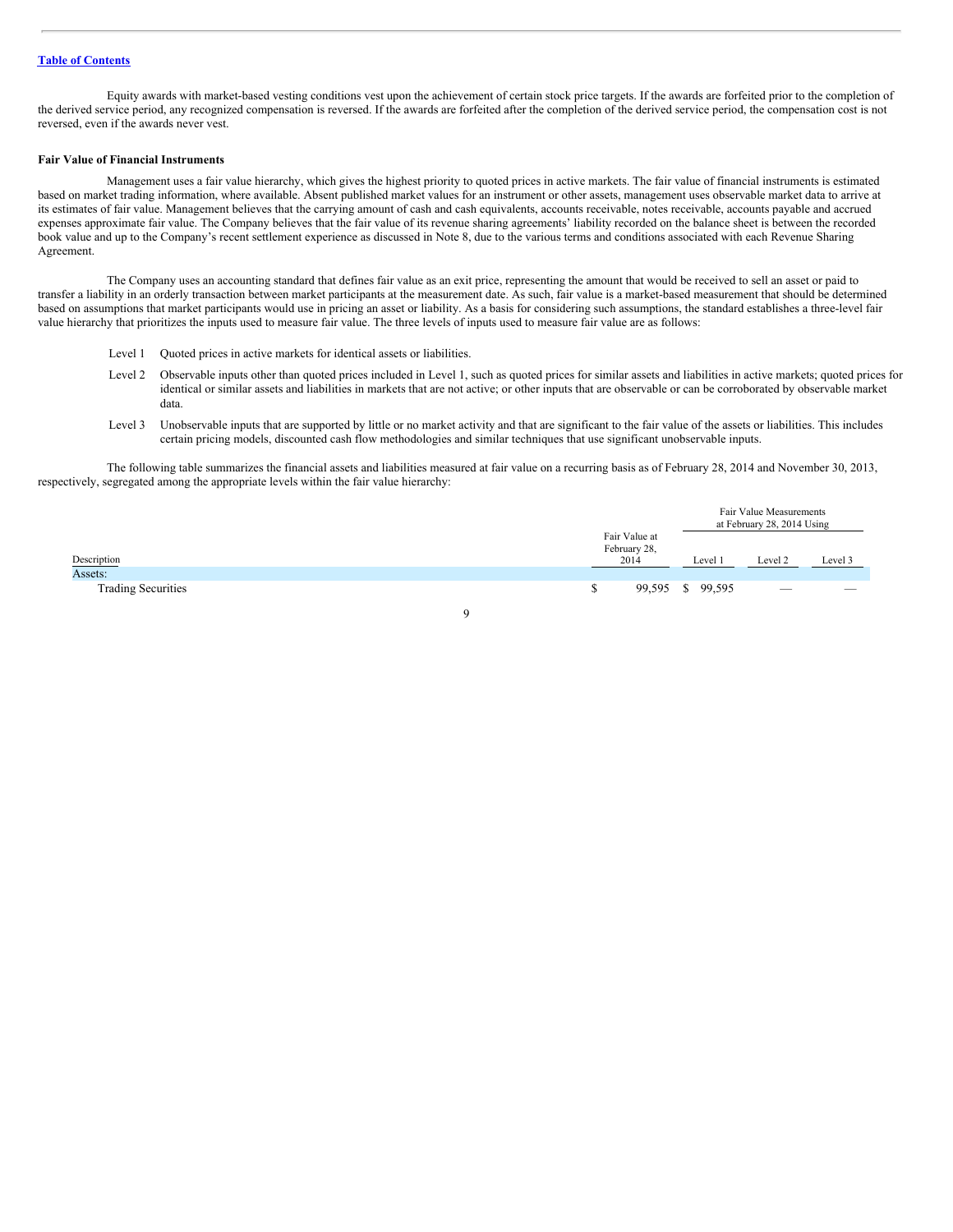[Table of Contents](#)

Equity awards with market-based vesting conditions vest upon the achievement of certain stock price targets. If the awards are forfeited prior to the completion of the derived service period, any recognized compensation is reversed. If the awards are forfeited after the completion of the derived service period, the compensation cost is not reversed, even if the awards never vest.

**Fair Value of Financial Instruments**

Management uses a fair value hierarchy, which gives the highest priority to quoted prices in active markets. The fair value of financial instruments is estimated based on market trading information, where available. Absent published market values for an instrument or other assets, management uses observable market data to arrive at its estimates of fair value. Management believes that the carrying amount of cash and cash equivalents, accounts receivable, notes receivable, accounts payable and accrued expenses approximate fair value. The Company believes that the fair value of its revenue sharing agreements' liability recorded on the balance sheet is between the recorded book value and up to the Company's recent settlement experience as discussed in Note 8, due to the various terms and conditions associated with each Revenue Sharing Agreement.

The Company uses an accounting standard that defines fair value as an exit price, representing the amount that would be received to sell an asset or paid to transfer a liability in an orderly transaction between market participants at the measurement date. As such, fair value is a market-based measurement that should be determined based on assumptions that market participants would use in pricing an asset or liability. As a basis for considering such assumptions, the standard establishes a three-level fair value hierarchy that prioritizes the inputs used to measure fair value. The three levels of inputs used to measure fair value are as follows:

- Level 1 Quoted prices in active markets for identical assets or liabilities.
- Level 2 Observable inputs other than quoted prices included in Level 1, such as quoted prices for similar assets and liabilities in active markets; quoted prices for identical or similar assets and liabilities in markets that are not active; or other inputs that are observable or can be corroborated by observable market data.
- Level 3 Unobservable inputs that are supported by little or no market activity and that are significant to the fair value of the assets or liabilities. This includes certain pricing models, discounted cash flow methodologies and similar techniques that use significant unobservable inputs.

The following table summarizes the financial assets and liabilities measured at fair value on a recurring basis as of February 28, 2014 and November 30, 2013, respectively, segregated among the appropriate levels within the fair value hierarchy:

| | | Fair Value Measurements at February 28, 2014 Using | | |
|---|---|---|---|---|
| Description | Fair Value at February 28, 2014 | Level 1 | Level 2 | Level 3 |
| Assets: | | | | |
| Trading Securities | $ 99,595 | $ 99,595 | — | — |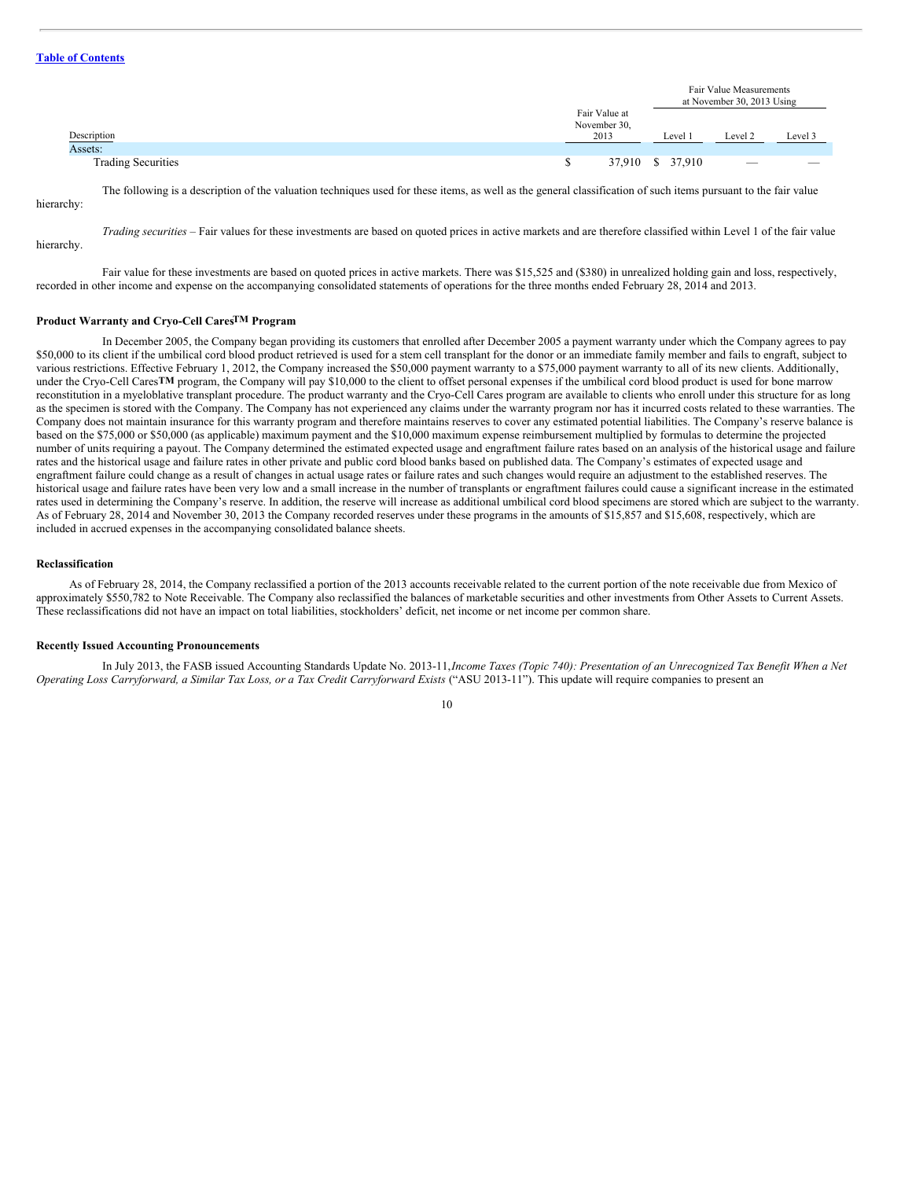[Table of Contents](#)

| Description | Fair Value at November 30, 2013 | Fair Value Measurements at November 30, 2013 Using | | |
|---|---|---|---|---|
| | | Level 1 | Level 2 | Level 3 |
| Assets: | | | | |
| Trading Securities | $ 37,910 | $ 37,910 | — | — |

The following is a description of the valuation techniques used for these items, as well as the general classification of such items pursuant to the fair value hierarchy:

*Trading securities* – Fair values for these investments are based on quoted prices in active markets and are therefore classified within Level 1 of the fair value hierarchy.

Fair value for these investments are based on quoted prices in active markets. There was $15,525 and ($380) in unrealized holding gain and loss, respectively, recorded in other income and expense on the accompanying consolidated statements of operations for the three months ended February 28, 2014 and 2013.

**Product Warranty and Cryo-Cell Cares™ Program**

In December 2005, the Company began providing its customers that enrolled after December 2005 a payment warranty under which the Company agrees to pay $50,000 to its client if the umbilical cord blood product retrieved is used for a stem cell transplant for the donor or an immediate family member and fails to engraft, subject to various restrictions. Effective February 1, 2012, the Company increased the $50,000 payment warranty to a $75,000 payment warranty to all of its new clients. Additionally, under the Cryo-Cell Cares**™** program, the Company will pay $10,000 to the client to offset personal expenses if the umbilical cord blood product is used for bone marrow reconstitution in a myeloblative transplant procedure. The product warranty and the Cryo-Cell Cares program are available to clients who enroll under this structure for as long as the specimen is stored with the Company. The Company has not experienced any claims under the warranty program nor has it incurred costs related to these warranties. The Company does not maintain insurance for this warranty program and therefore maintains reserves to cover any estimated potential liabilities. The Company's reserve balance is based on the $75,000 or $50,000 (as applicable) maximum payment and the $10,000 maximum expense reimbursement multiplied by formulas to determine the projected number of units requiring a payout. The Company determined the estimated expected usage and engraftment failure rates based on an analysis of the historical usage and failure rates and the historical usage and failure rates in other private and public cord blood banks based on published data. The Company's estimates of expected usage and engraftment failure could change as a result of changes in actual usage rates or failure rates and such changes would require an adjustment to the established reserves. The historical usage and failure rates have been very low and a small increase in the number of transplants or engraftment failures could cause a significant increase in the estimated rates used in determining the Company's reserve. In addition, the reserve will increase as additional umbilical cord blood specimens are stored which are subject to the warranty. As of February 28, 2014 and November 30, 2013 the Company recorded reserves under these programs in the amounts of $15,857 and $15,608, respectively, which are included in accrued expenses in the accompanying consolidated balance sheets.

**Reclassification**

As of February 28, 2014, the Company reclassified a portion of the 2013 accounts receivable related to the current portion of the note receivable due from Mexico of approximately $550,782 to Note Receivable. The Company also reclassified the balances of marketable securities and other investments from Other Assets to Current Assets. These reclassifications did not have an impact on total liabilities, stockholders' deficit, net income or net income per common share.

**Recently Issued Accounting Pronouncements**

In July 2013, the FASB issued Accounting Standards Update No. 2013-11, *Income Taxes (Topic 740): Presentation of an Unrecognized Tax Benefit When a Net Operating Loss Carryforward, a Similar Tax Loss, or a Tax Credit Carryforward Exists* ("ASU 2013-11"). This update will require companies to present an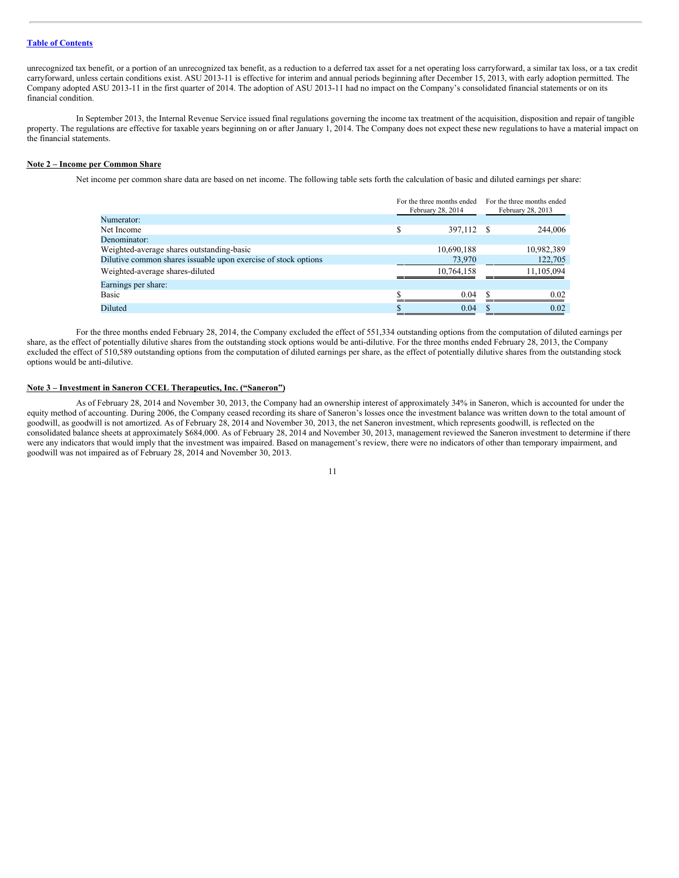unrecognized tax benefit, or a portion of an unrecognized tax benefit, as a reduction to a deferred tax asset for a net operating loss carryforward, a similar tax loss, or a tax credit carryforward, unless certain conditions exist. ASU 2013-11 is effective for interim and annual periods beginning after December 15, 2013, with early adoption permitted. The Company adopted ASU 2013-11 in the first quarter of 2014. The adoption of ASU 2013-11 had no impact on the Company's consolidated financial statements or on its financial condition.

In September 2013, the Internal Revenue Service issued final regulations governing the income tax treatment of the acquisition, disposition and repair of tangible property. The regulations are effective for taxable years beginning on or after January 1, 2014. The Company does not expect these new regulations to have a material impact on the financial statements.

## Note 2 – Income per Common Share

Net income per common share data are based on net income. The following table sets forth the calculation of basic and diluted earnings per share:

| | For the three months ended February 28, 2014 | For the three months ended February 28, 2013 |
|---|---|---|
| Numerator: | | |
| Net Income | $ 397,112 | $ 244,006 |
| Denominator: | | |
| Weighted-average shares outstanding-basic | 10,690,188 | 10,982,389 |
| Dilutive common shares issuable upon exercise of stock options | 73,970 | 122,705 |
| Weighted-average shares-diluted | 10,764,158 | 11,105,094 |
| Earnings per share: | | |
| Basic | $ 0.04 | $ 0.02 |
| Diluted | $ 0.04 | $ 0.02 |

For the three months ended February 28, 2014, the Company excluded the effect of 551,334 outstanding options from the computation of diluted earnings per share, as the effect of potentially dilutive shares from the outstanding stock options would be anti-dilutive. For the three months ended February 28, 2013, the Company excluded the effect of 510,589 outstanding options from the computation of diluted earnings per share, as the effect of potentially dilutive shares from the outstanding stock options would be anti-dilutive.

## Note 3 – Investment in Saneron CCEL Therapeutics, Inc. ("Saneron")

As of February 28, 2014 and November 30, 2013, the Company had an ownership interest of approximately 34% in Saneron, which is accounted for under the equity method of accounting. During 2006, the Company ceased recording its share of Saneron's losses once the investment balance was written down to the total amount of goodwill, as goodwill is not amortized. As of February 28, 2014 and November 30, 2013, the net Saneron investment, which represents goodwill, is reflected on the consolidated balance sheets at approximately $684,000. As of February 28, 2014 and November 30, 2013, management reviewed the Saneron investment to determine if there were any indicators that would imply that the investment was impaired. Based on management's review, there were no indicators of other than temporary impairment, and goodwill was not impaired as of February 28, 2014 and November 30, 2013.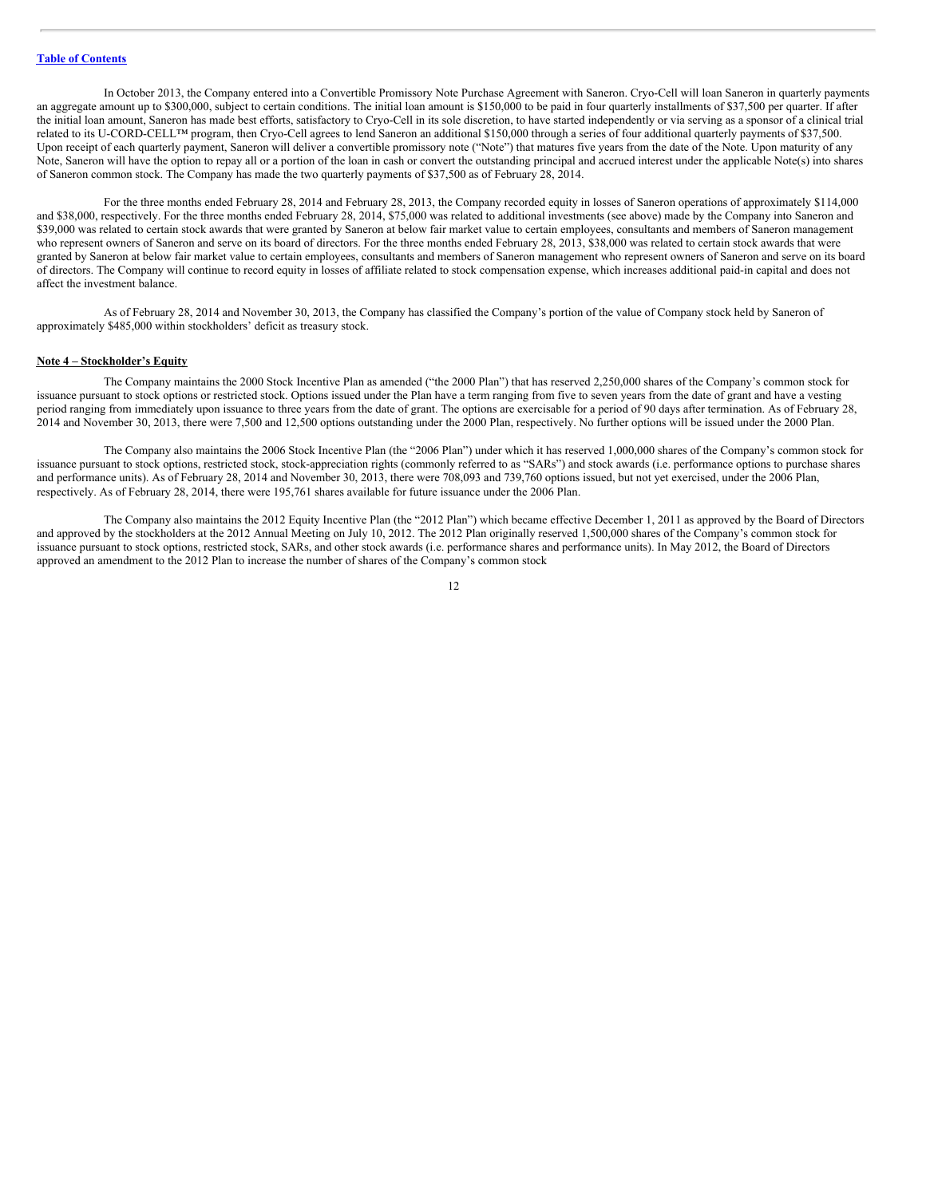[Table of Contents](#)

In October 2013, the Company entered into a Convertible Promissory Note Purchase Agreement with Saneron. Cryo-Cell will loan Saneron in quarterly payments an aggregate amount up to $300,000, subject to certain conditions. The initial loan amount is $150,000 to be paid in four quarterly installments of $37,500 per quarter. If after the initial loan amount, Saneron has made best efforts, satisfactory to Cryo-Cell in its sole discretion, to have started independently or via serving as a sponsor of a clinical trial related to its U-CORD-CELL™ program, then Cryo-Cell agrees to lend Saneron an additional $150,000 through a series of four additional quarterly payments of $37,500. Upon receipt of each quarterly payment, Saneron will deliver a convertible promissory note ("Note") that matures five years from the date of the Note. Upon maturity of any Note, Saneron will have the option to repay all or a portion of the loan in cash or convert the outstanding principal and accrued interest under the applicable Note(s) into shares of Saneron common stock. The Company has made the two quarterly payments of $37,500 as of February 28, 2014.

For the three months ended February 28, 2014 and February 28, 2013, the Company recorded equity in losses of Saneron operations of approximately $114,000 and $38,000, respectively. For the three months ended February 28, 2014, $75,000 was related to additional investments (see above) made by the Company into Saneron and $39,000 was related to certain stock awards that were granted by Saneron at below fair market value to certain employees, consultants and members of Saneron management who represent owners of Saneron and serve on its board of directors. For the three months ended February 28, 2013, $38,000 was related to certain stock awards that were granted by Saneron at below fair market value to certain employees, consultants and members of Saneron management who represent owners of Saneron and serve on its board of directors. The Company will continue to record equity in losses of affiliate related to stock compensation expense, which increases additional paid-in capital and does not affect the investment balance.

As of February 28, 2014 and November 30, 2013, the Company has classified the Company's portion of the value of Company stock held by Saneron of approximately $485,000 within stockholders' deficit as treasury stock.

**Note 4 – Stockholder's Equity**

The Company maintains the 2000 Stock Incentive Plan as amended ("the 2000 Plan") that has reserved 2,250,000 shares of the Company's common stock for issuance pursuant to stock options or restricted stock. Options issued under the Plan have a term ranging from five to seven years from the date of grant and have a vesting period ranging from immediately upon issuance to three years from the date of grant. The options are exercisable for a period of 90 days after termination. As of February 28, 2014 and November 30, 2013, there were 7,500 and 12,500 options outstanding under the 2000 Plan, respectively. No further options will be issued under the 2000 Plan.

The Company also maintains the 2006 Stock Incentive Plan (the "2006 Plan") under which it has reserved 1,000,000 shares of the Company's common stock for issuance pursuant to stock options, restricted stock, stock-appreciation rights (commonly referred to as "SARs") and stock awards (i.e. performance options to purchase shares and performance units). As of February 28, 2014 and November 30, 2013, there were 708,093 and 739,760 options issued, but not yet exercised, under the 2006 Plan, respectively. As of February 28, 2014, there were 195,761 shares available for future issuance under the 2006 Plan.

The Company also maintains the 2012 Equity Incentive Plan (the "2012 Plan") which became effective December 1, 2011 as approved by the Board of Directors and approved by the stockholders at the 2012 Annual Meeting on July 10, 2012. The 2012 Plan originally reserved 1,500,000 shares of the Company's common stock for issuance pursuant to stock options, restricted stock, SARs, and other stock awards (i.e. performance shares and performance units). In May 2012, the Board of Directors approved an amendment to the 2012 Plan to increase the number of shares of the Company's common stock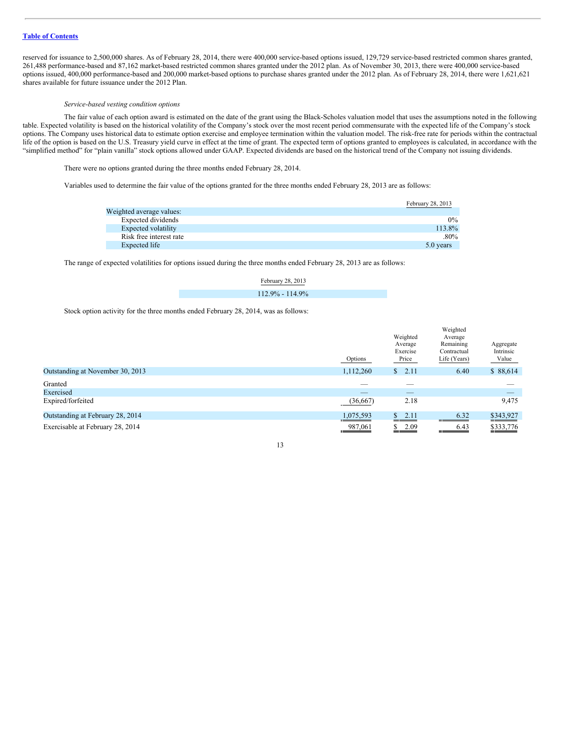reserved for issuance to 2,500,000 shares. As of February 28, 2014, there were 400,000 service-based options issued, 129,729 service-based restricted common shares granted, 261,488 performance-based and 87,162 market-based restricted common shares granted under the 2012 plan. As of November 30, 2013, there were 400,000 service-based options issued, 400,000 performance-based and 200,000 market-based options to purchase shares granted under the 2012 plan. As of February 28, 2014, there were 1,621,621 shares available for future issuance under the 2012 Plan.

*Service-based vesting condition options*

The fair value of each option award is estimated on the date of the grant using the Black-Scholes valuation model that uses the assumptions noted in the following table. Expected volatility is based on the historical volatility of the Company's stock over the most recent period commensurate with the expected life of the Company's stock options. The Company uses historical data to estimate option exercise and employee termination within the valuation model. The risk-free rate for periods within the contractual life of the option is based on the U.S. Treasury yield curve in effect at the time of grant. The expected term of options granted to employees is calculated, in accordance with the "simplified method" for "plain vanilla" stock options allowed under GAAP. Expected dividends are based on the historical trend of the Company not issuing dividends.

There were no options granted during the three months ended February 28, 2014.

Variables used to determine the fair value of the options granted for the three months ended February 28, 2013 are as follows:

| | February 28, 2013 |
|---|---|
| Weighted average values: | |
| Expected dividends | 0% |
| Expected volatility | 113.8% |
| Risk free interest rate | .80% |
| Expected life | 5.0 years |

The range of expected volatilities for options issued during the three months ended February 28, 2013 are as follows:

| February 28, 2013 |
|---|
| 112.9% - 114.9% |

Stock option activity for the three months ended February 28, 2014, was as follows:

| | Options | Weighted Average Exercise Price | Weighted Average Remaining Contractual Life (Years) | Aggregate Intrinsic Value |
|---|---|---|---|---|
| Outstanding at November 30, 2013 | 1,112,260 | $ 2.11 | 6.40 | $ 88,614 |
| Granted | — | — | | — |
| Exercised | — | — | | — |
| Expired/forfeited | (36,667) | 2.18 | | 9,475 |
| Outstanding at February 28, 2014 | 1,075,593 | $ 2.11 | 6.32 | $343,927 |
| Exercisable at February 28, 2014 | 987,061 | $ 2.09 | 6.43 | $333,776 |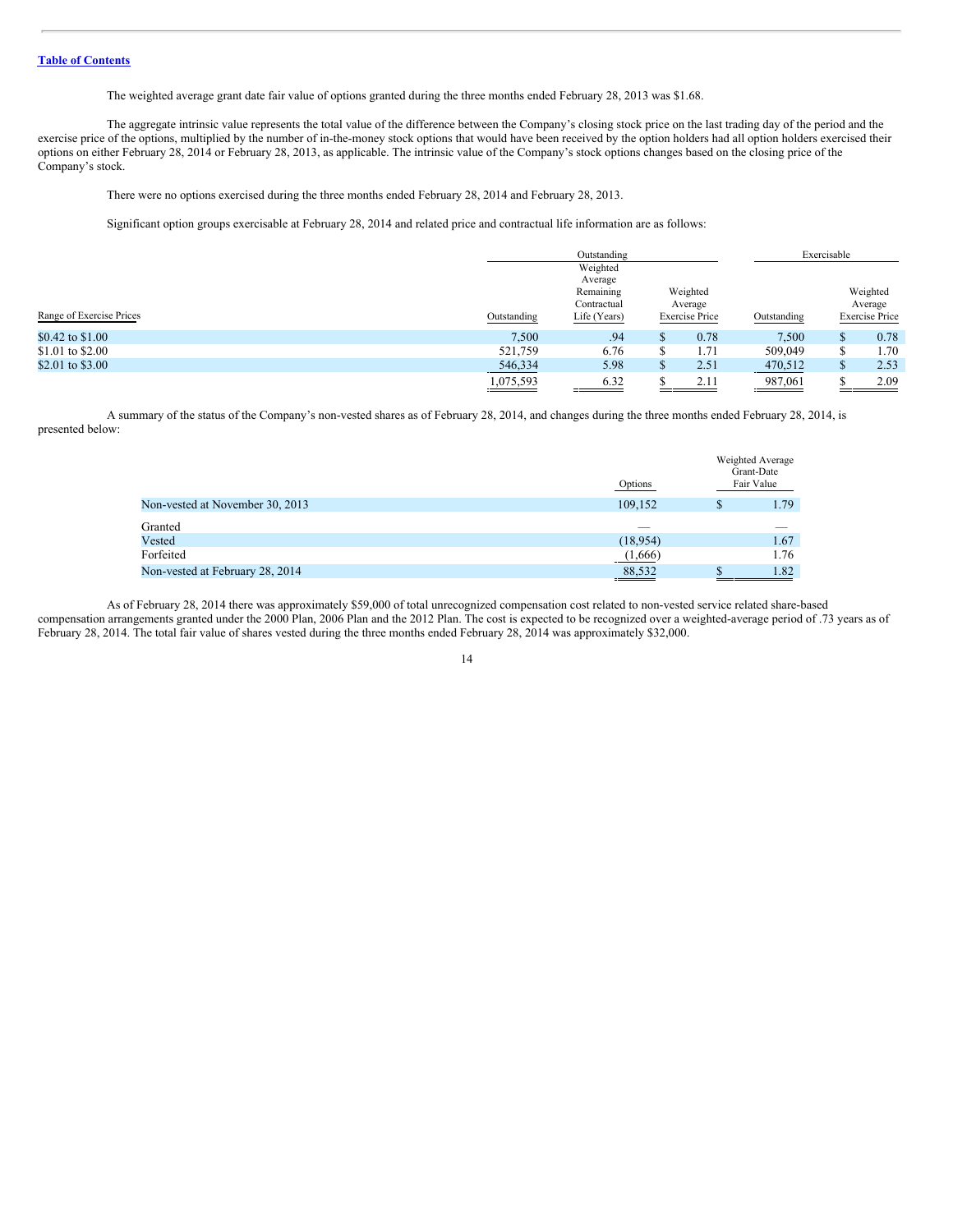[Table of Contents](#)

The weighted average grant date fair value of options granted during the three months ended February 28, 2013 was $1.68.

The aggregate intrinsic value represents the total value of the difference between the Company's closing stock price on the last trading day of the period and the exercise price of the options, multiplied by the number of in-the-money stock options that would have been received by the option holders had all option holders exercised their options on either February 28, 2014 or February 28, 2013, as applicable. The intrinsic value of the Company's stock options changes based on the closing price of the Company's stock.

There were no options exercised during the three months ended February 28, 2014 and February 28, 2013.

Significant option groups exercisable at February 28, 2014 and related price and contractual life information are as follows:

| | Outstanding | | | Exercisable | |
|---|---|---|---|---|---|
| Range of Exercise Prices | Outstanding | Weighted Average Remaining Contractual Life (Years) | Weighted Average Exercise Price | Outstanding | Weighted Average Exercise Price |
| $0.42 to $1.00 | 7,500 | .94 | $ 0.78 | 7,500 | $ 0.78 |
| $1.01 to $2.00 | 521,759 | 6.76 | $ 1.71 | 509,049 | $ 1.70 |
| $2.01 to $3.00 | 546,334 | 5.98 | $ 2.51 | 470,512 | $ 2.53 |
| | 1,075,593 | 6.32 | $ 2.11 | 987,061 | $ 2.09 |

A summary of the status of the Company's non-vested shares as of February 28, 2014, and changes during the three months ended February 28, 2014, is presented below:

| | Options | Weighted Average Grant-Date Fair Value |
|---|---|---|
| Non-vested at November 30, 2013 | 109,152 | $ 1.79 |
| Granted | — | — |
| Vested | (18,954) | 1.67 |
| Forfeited | (1,666) | 1.76 |
| Non-vested at February 28, 2014 | 88,532 | $ 1.82 |

As of February 28, 2014 there was approximately $59,000 of total unrecognized compensation cost related to non-vested service related share-based compensation arrangements granted under the 2000 Plan, 2006 Plan and the 2012 Plan. The cost is expected to be recognized over a weighted-average period of .73 years as of February 28, 2014. The total fair value of shares vested during the three months ended February 28, 2014 was approximately $32,000.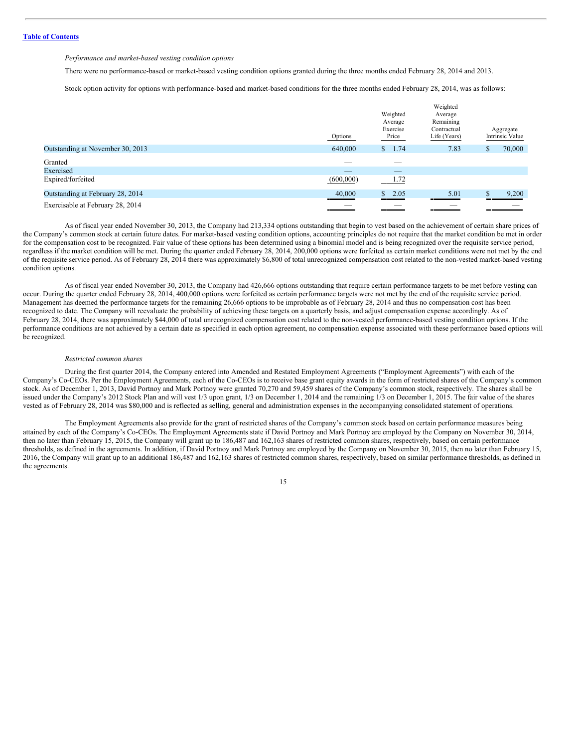*Performance and market-based vesting condition options*

There were no performance-based or market-based vesting condition options granted during the three months ended February 28, 2014 and 2013.

Stock option activity for options with performance-based and market-based conditions for the three months ended February 28, 2014, was as follows:

| | Options | Weighted Average Exercise Price | Weighted Average Remaining Contractual Life (Years) | Aggregate Intrinsic Value |
|---|---|---|---|---|
| Outstanding at November 30, 2013 | 640,000 | $ 1.74 | 7.83 | $ 70,000 |
| Granted | — | — | | |
| Exercised | — | — | | |
| Expired/forfeited | (600,000) | 1.72 | | |
| Outstanding at February 28, 2014 | 40,000 | $ 2.05 | 5.01 | $ 9,200 |
| Exercisable at February 28, 2014 | — | — | — | — |

As of fiscal year ended November 30, 2013, the Company had 213,334 options outstanding that begin to vest based on the achievement of certain share prices of the Company's common stock at certain future dates. For market-based vesting condition options, accounting principles do not require that the market condition be met in order for the compensation cost to be recognized. Fair value of these options has been determined using a binomial model and is being recognized over the requisite service period, regardless if the market condition will be met. During the quarter ended February 28, 2014, 200,000 options were forfeited as certain market conditions were not met by the end of the requisite service period. As of February 28, 2014 there was approximately $6,800 of total unrecognized compensation cost related to the non-vested market-based vesting condition options.

As of fiscal year ended November 30, 2013, the Company had 426,666 options outstanding that require certain performance targets to be met before vesting can occur. During the quarter ended February 28, 2014, 400,000 options were forfeited as certain performance targets were not met by the end of the requisite service period. Management has deemed the performance targets for the remaining 26,666 options to be improbable as of February 28, 2014 and thus no compensation cost has been recognized to date. The Company will reevaluate the probability of achieving these targets on a quarterly basis, and adjust compensation expense accordingly. As of February 28, 2014, there was approximately $44,000 of total unrecognized compensation cost related to the non-vested performance-based vesting condition options. If the performance conditions are not achieved by a certain date as specified in each option agreement, no compensation expense associated with these performance based options will be recognized.

*Restricted common shares*

During the first quarter 2014, the Company entered into Amended and Restated Employment Agreements ("Employment Agreements") with each of the Company's Co-CEOs. Per the Employment Agreements, each of the Co-CEOs is to receive base grant equity awards in the form of restricted shares of the Company's common stock. As of December 1, 2013, David Portnoy and Mark Portnoy were granted 70,270 and 59,459 shares of the Company's common stock, respectively. The shares shall be issued under the Company's 2012 Stock Plan and will vest 1/3 upon grant, 1/3 on December 1, 2014 and the remaining 1/3 on December 1, 2015. The fair value of the shares vested as of February 28, 2014 was $80,000 and is reflected as selling, general and administration expenses in the accompanying consolidated statement of operations.

The Employment Agreements also provide for the grant of restricted shares of the Company's common stock based on certain performance measures being attained by each of the Company's Co-CEOs. The Employment Agreements state if David Portnoy and Mark Portnoy are employed by the Company on November 30, 2014, then no later than February 15, 2015, the Company will grant up to 186,487 and 162,163 shares of restricted common shares, respectively, based on certain performance thresholds, as defined in the agreements. In addition, if David Portnoy and Mark Portnoy are employed by the Company on November 30, 2015, then no later than February 15, 2016, the Company will grant up to an additional 186,487 and 162,163 shares of restricted common shares, respectively, based on similar performance thresholds, as defined in the agreements.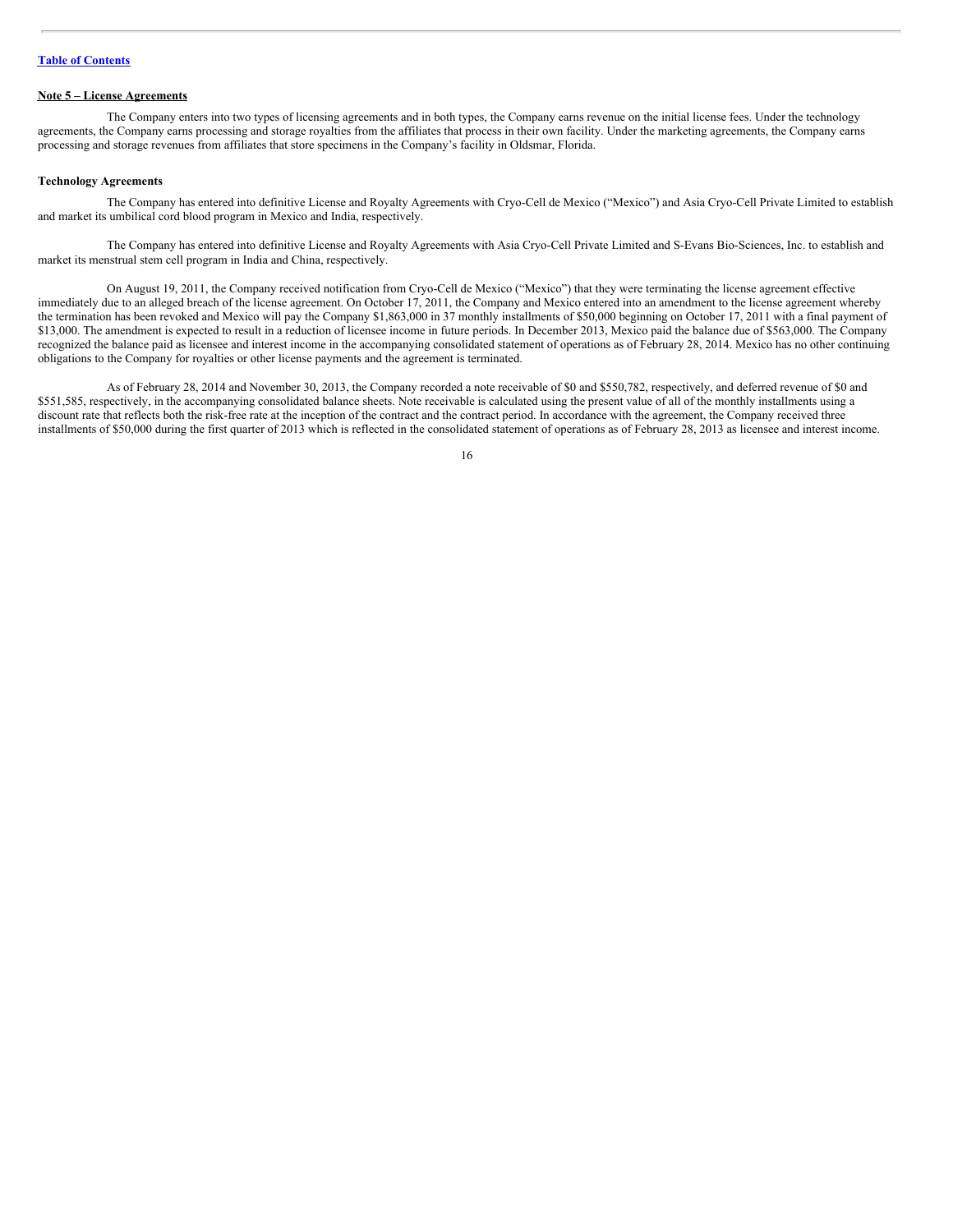[Table of Contents](#)

**Note 5 – License Agreements**

The Company enters into two types of licensing agreements and in both types, the Company earns revenue on the initial license fees. Under the technology agreements, the Company earns processing and storage royalties from the affiliates that process in their own facility. Under the marketing agreements, the Company earns processing and storage revenues from affiliates that store specimens in the Company's facility in Oldsmar, Florida.

**Technology Agreements**

The Company has entered into definitive License and Royalty Agreements with Cryo-Cell de Mexico ("Mexico") and Asia Cryo-Cell Private Limited to establish and market its umbilical cord blood program in Mexico and India, respectively.

The Company has entered into definitive License and Royalty Agreements with Asia Cryo-Cell Private Limited and S-Evans Bio-Sciences, Inc. to establish and market its menstrual stem cell program in India and China, respectively.

On August 19, 2011, the Company received notification from Cryo-Cell de Mexico ("Mexico") that they were terminating the license agreement effective immediately due to an alleged breach of the license agreement. On October 17, 2011, the Company and Mexico entered into an amendment to the license agreement whereby the termination has been revoked and Mexico will pay the Company $1,863,000 in 37 monthly installments of $50,000 beginning on October 17, 2011 with a final payment of $13,000. The amendment is expected to result in a reduction of licensee income in future periods. In December 2013, Mexico paid the balance due of $563,000. The Company recognized the balance paid as licensee and interest income in the accompanying consolidated statement of operations as of February 28, 2014. Mexico has no other continuing obligations to the Company for royalties or other license payments and the agreement is terminated.

As of February 28, 2014 and November 30, 2013, the Company recorded a note receivable of $0 and $550,782, respectively, and deferred revenue of $0 and $551,585, respectively, in the accompanying consolidated balance sheets. Note receivable is calculated using the present value of all of the monthly installments using a discount rate that reflects both the risk-free rate at the inception of the contract and the contract period. In accordance with the agreement, the Company received three installments of $50,000 during the first quarter of 2013 which is reflected in the consolidated statement of operations as of February 28, 2013 as licensee and interest income.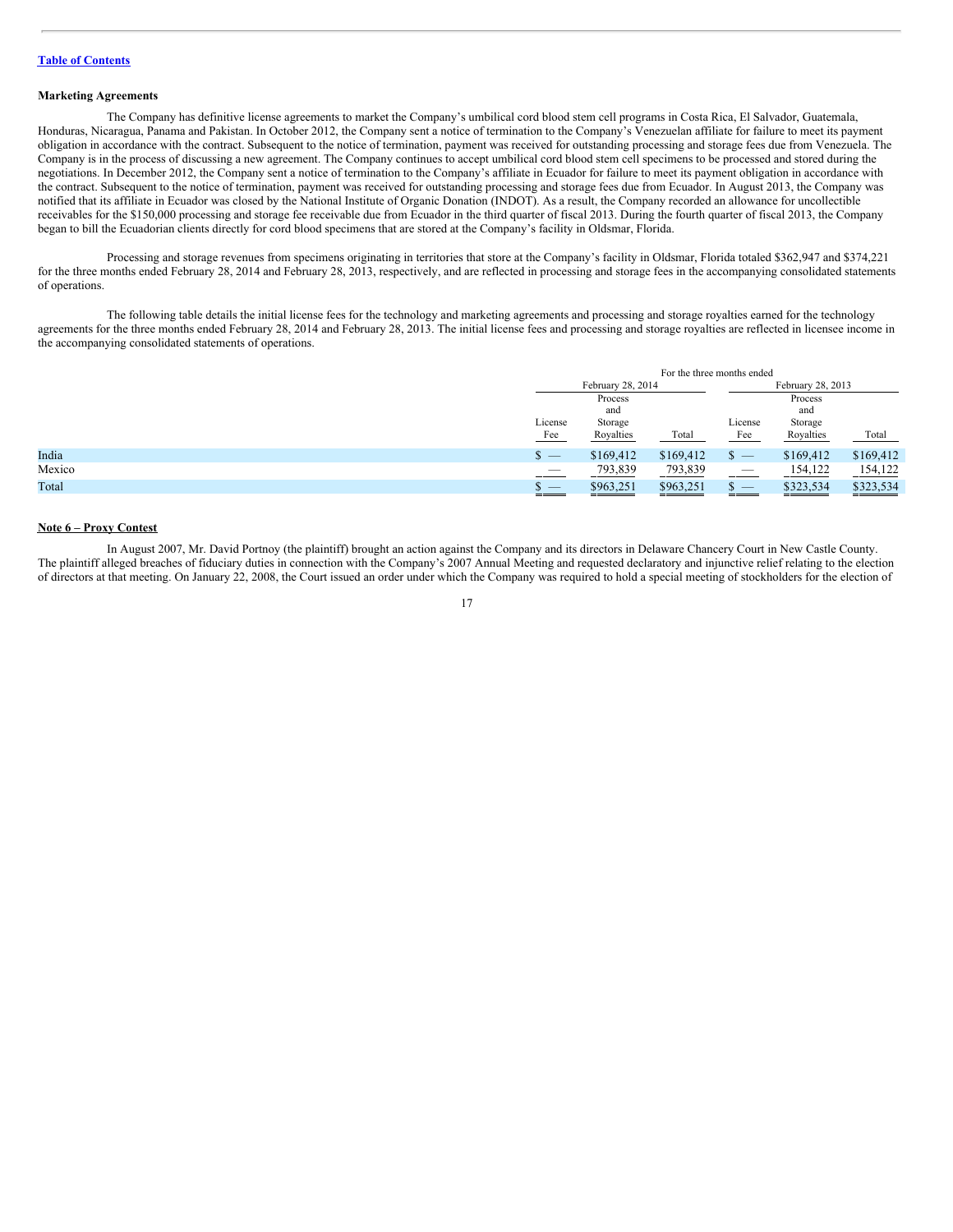[Table of Contents](#)

**Marketing Agreements**

The Company has definitive license agreements to market the Company's umbilical cord blood stem cell programs in Costa Rica, El Salvador, Guatemala, Honduras, Nicaragua, Panama and Pakistan. In October 2012, the Company sent a notice of termination to the Company's Venezuelan affiliate for failure to meet its payment obligation in accordance with the contract. Subsequent to the notice of termination, payment was received for outstanding processing and storage fees due from Venezuela. The Company is in the process of discussing a new agreement. The Company continues to accept umbilical cord blood stem cell specimens to be processed and stored during the negotiations. In December 2012, the Company sent a notice of termination to the Company's affiliate in Ecuador for failure to meet its payment obligation in accordance with the contract. Subsequent to the notice of termination, payment was received for outstanding processing and storage fees due from Ecuador. In August 2013, the Company was notified that its affiliate in Ecuador was closed by the National Institute of Organic Donation (INDOT). As a result, the Company recorded an allowance for uncollectible receivables for the $150,000 processing and storage fee receivable due from Ecuador in the third quarter of fiscal 2013. During the fourth quarter of fiscal 2013, the Company began to bill the Ecuadorian clients directly for cord blood specimens that are stored at the Company's facility in Oldsmar, Florida.

Processing and storage revenues from specimens originating in territories that store at the Company's facility in Oldsmar, Florida totaled $362,947 and $374,221 for the three months ended February 28, 2014 and February 28, 2013, respectively, and are reflected in processing and storage fees in the accompanying consolidated statements of operations.

The following table details the initial license fees for the technology and marketing agreements and processing and storage royalties earned for the technology agreements for the three months ended February 28, 2014 and February 28, 2013. The initial license fees and processing and storage royalties are reflected in licensee income in the accompanying consolidated statements of operations.

| | For the three months ended | | | | | |
|---|---|---|---|---|---|---|
| | February 28, 2014 | | | February 28, 2013 | | |
| | License Fee | Process and Storage Royalties | Total | License Fee | Process and Storage Royalties | Total |
| India | $ — | $169,412 | $169,412 | $ — | $169,412 | $169,412 |
| Mexico | — | 793,839 | 793,839 | — | 154,122 | 154,122 |
| Total | $ — | $963,251 | $963,251 | $ — | $323,534 | $323,534 |

**Note 6 – Proxy Contest**

In August 2007, Mr. David Portnoy (the plaintiff) brought an action against the Company and its directors in Delaware Chancery Court in New Castle County. The plaintiff alleged breaches of fiduciary duties in connection with the Company's 2007 Annual Meeting and requested declaratory and injunctive relief relating to the election of directors at that meeting. On January 22, 2008, the Court issued an order under which the Company was required to hold a special meeting of stockholders for the election of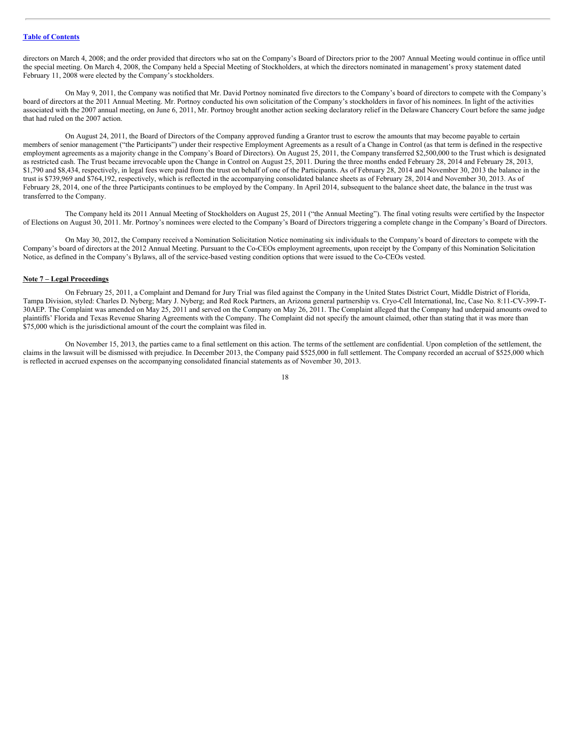directors on March 4, 2008; and the order provided that directors who sat on the Company's Board of Directors prior to the 2007 Annual Meeting would continue in office until the special meeting. On March 4, 2008, the Company held a Special Meeting of Stockholders, at which the directors nominated in management's proxy statement dated February 11, 2008 were elected by the Company's stockholders.

On May 9, 2011, the Company was notified that Mr. David Portnoy nominated five directors to the Company's board of directors to compete with the Company's board of directors at the 2011 Annual Meeting. Mr. Portnoy conducted his own solicitation of the Company's stockholders in favor of his nominees. In light of the activities associated with the 2007 annual meeting, on June 6, 2011, Mr. Portnoy brought another action seeking declaratory relief in the Delaware Chancery Court before the same judge that had ruled on the 2007 action.

On August 24, 2011, the Board of Directors of the Company approved funding a Grantor trust to escrow the amounts that may become payable to certain members of senior management ("the Participants") under their respective Employment Agreements as a result of a Change in Control (as that term is defined in the respective employment agreements as a majority change in the Company's Board of Directors). On August 25, 2011, the Company transferred $2,500,000 to the Trust which is designated as restricted cash. The Trust became irrevocable upon the Change in Control on August 25, 2011. During the three months ended February 28, 2014 and February 28, 2013, $1,790 and $8,434, respectively, in legal fees were paid from the trust on behalf of one of the Participants. As of February 28, 2014 and November 30, 2013 the balance in the trust is $739,969 and $764,192, respectively, which is reflected in the accompanying consolidated balance sheets as of February 28, 2014 and November 30, 2013. As of February 28, 2014, one of the three Participants continues to be employed by the Company. In April 2014, subsequent to the balance sheet date, the balance in the trust was transferred to the Company.

The Company held its 2011 Annual Meeting of Stockholders on August 25, 2011 ("the Annual Meeting"). The final voting results were certified by the Inspector of Elections on August 30, 2011. Mr. Portnoy's nominees were elected to the Company's Board of Directors triggering a complete change in the Company's Board of Directors.

On May 30, 2012, the Company received a Nomination Solicitation Notice nominating six individuals to the Company's board of directors to compete with the Company's board of directors at the 2012 Annual Meeting. Pursuant to the Co-CEOs employment agreements, upon receipt by the Company of this Nomination Solicitation Notice, as defined in the Company's Bylaws, all of the service-based vesting condition options that were issued to the Co-CEOs vested.

## Note 7 – Legal Proceedings

On February 25, 2011, a Complaint and Demand for Jury Trial was filed against the Company in the United States District Court, Middle District of Florida, Tampa Division, styled: Charles D. Nyberg; Mary J. Nyberg; and Red Rock Partners, an Arizona general partnership vs. Cryo-Cell International, Inc, Case No. 8:11-CV-399-T-30AEP. The Complaint was amended on May 25, 2011 and served on the Company on May 26, 2011. The Complaint alleged that the Company had underpaid amounts owed to plaintiffs' Florida and Texas Revenue Sharing Agreements with the Company. The Complaint did not specify the amount claimed, other than stating that it was more than $75,000 which is the jurisdictional amount of the court the complaint was filed in.

On November 15, 2013, the parties came to a final settlement on this action. The terms of the settlement are confidential. Upon completion of the settlement, the claims in the lawsuit will be dismissed with prejudice. In December 2013, the Company paid $525,000 in full settlement. The Company recorded an accrual of $525,000 which is reflected in accrued expenses on the accompanying consolidated financial statements as of November 30, 2013.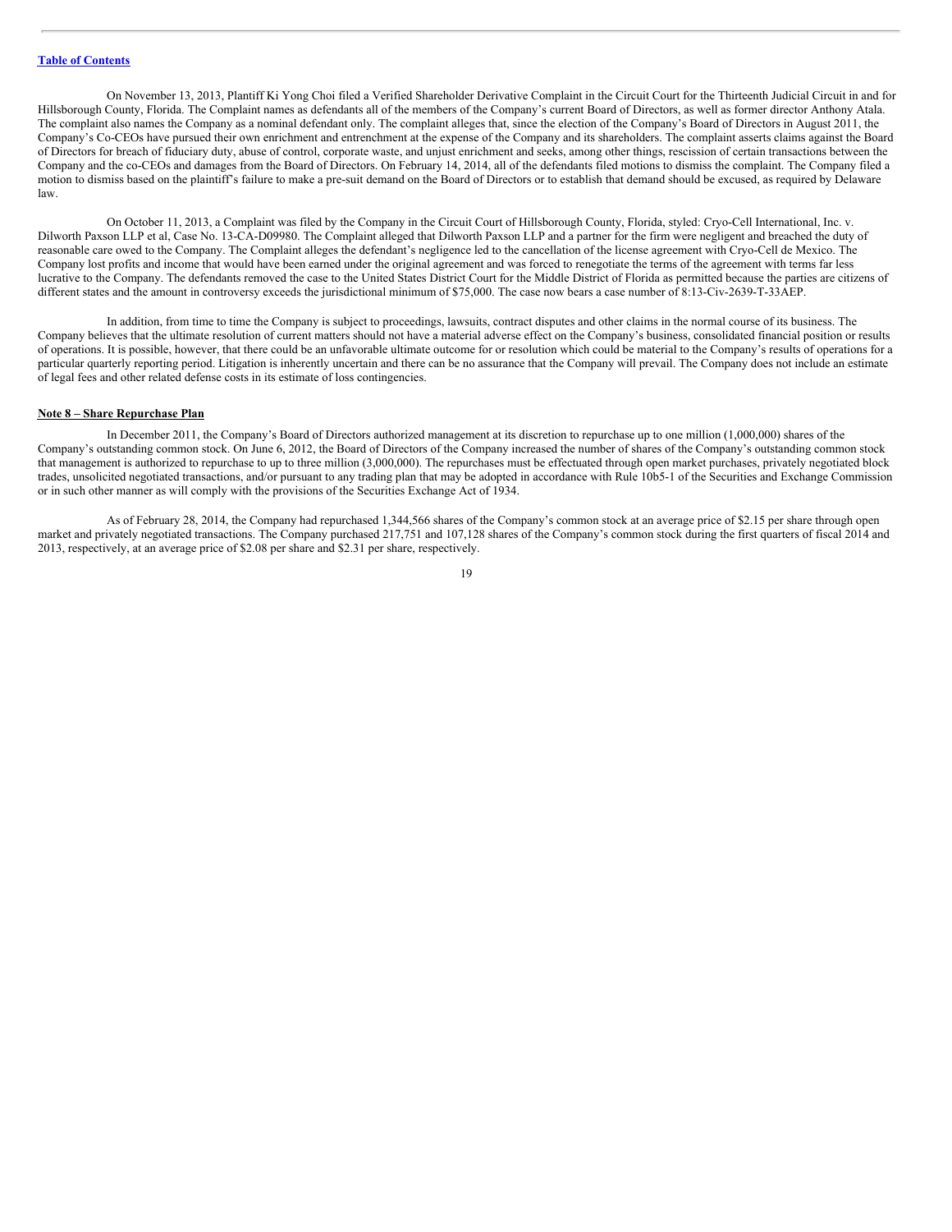On November 13, 2013, Plantiff Ki Yong Choi filed a Verified Shareholder Derivative Complaint in the Circuit Court for the Thirteenth Judicial Circuit in and for Hillsborough County, Florida. The Complaint names as defendants all of the members of the Company's current Board of Directors, as well as former director Anthony Atala. The complaint also names the Company as a nominal defendant only. The complaint alleges that, since the election of the Company's Board of Directors in August 2011, the Company's Co-CEOs have pursued their own enrichment and entrenchment at the expense of the Company and its shareholders. The complaint asserts claims against the Board of Directors for breach of fiduciary duty, abuse of control, corporate waste, and unjust enrichment and seeks, among other things, rescission of certain transactions between the Company and the co-CEOs and damages from the Board of Directors. On February 14, 2014, all of the defendants filed motions to dismiss the complaint. The Company filed a motion to dismiss based on the plaintiff's failure to make a pre-suit demand on the Board of Directors or to establish that demand should be excused, as required by Delaware law.

On October 11, 2013, a Complaint was filed by the Company in the Circuit Court of Hillsborough County, Florida, styled: Cryo-Cell International, Inc. v. Dilworth Paxson LLP et al, Case No. 13-CA-D09980. The Complaint alleged that Dilworth Paxson LLP and a partner for the firm were negligent and breached the duty of reasonable care owed to the Company. The Complaint alleges the defendant's negligence led to the cancellation of the license agreement with Cryo-Cell de Mexico. The Company lost profits and income that would have been earned under the original agreement and was forced to renegotiate the terms of the agreement with terms far less lucrative to the Company. The defendants removed the case to the United States District Court for the Middle District of Florida as permitted because the parties are citizens of different states and the amount in controversy exceeds the jurisdictional minimum of $75,000. The case now bears a case number of 8:13-Civ-2639-T-33AEP.

In addition, from time to time the Company is subject to proceedings, lawsuits, contract disputes and other claims in the normal course of its business. The Company believes that the ultimate resolution of current matters should not have a material adverse effect on the Company's business, consolidated financial position or results of operations. It is possible, however, that there could be an unfavorable ultimate outcome for or resolution which could be material to the Company's results of operations for a particular quarterly reporting period. Litigation is inherently uncertain and there can be no assurance that the Company will prevail. The Company does not include an estimate of legal fees and other related defense costs in its estimate of loss contingencies.

## Note 8 – Share Repurchase Plan

In December 2011, the Company's Board of Directors authorized management at its discretion to repurchase up to one million (1,000,000) shares of the Company's outstanding common stock. On June 6, 2012, the Board of Directors of the Company increased the number of shares of the Company's outstanding common stock that management is authorized to repurchase to up to three million (3,000,000). The repurchases must be effectuated through open market purchases, privately negotiated block trades, unsolicited negotiated transactions, and/or pursuant to any trading plan that may be adopted in accordance with Rule 10b5-1 of the Securities and Exchange Commission or in such other manner as will comply with the provisions of the Securities Exchange Act of 1934.

As of February 28, 2014, the Company had repurchased 1,344,566 shares of the Company's common stock at an average price of $2.15 per share through open market and privately negotiated transactions. The Company purchased 217,751 and 107,128 shares of the Company's common stock during the first quarters of fiscal 2014 and 2013, respectively, at an average price of $2.08 per share and $2.31 per share, respectively.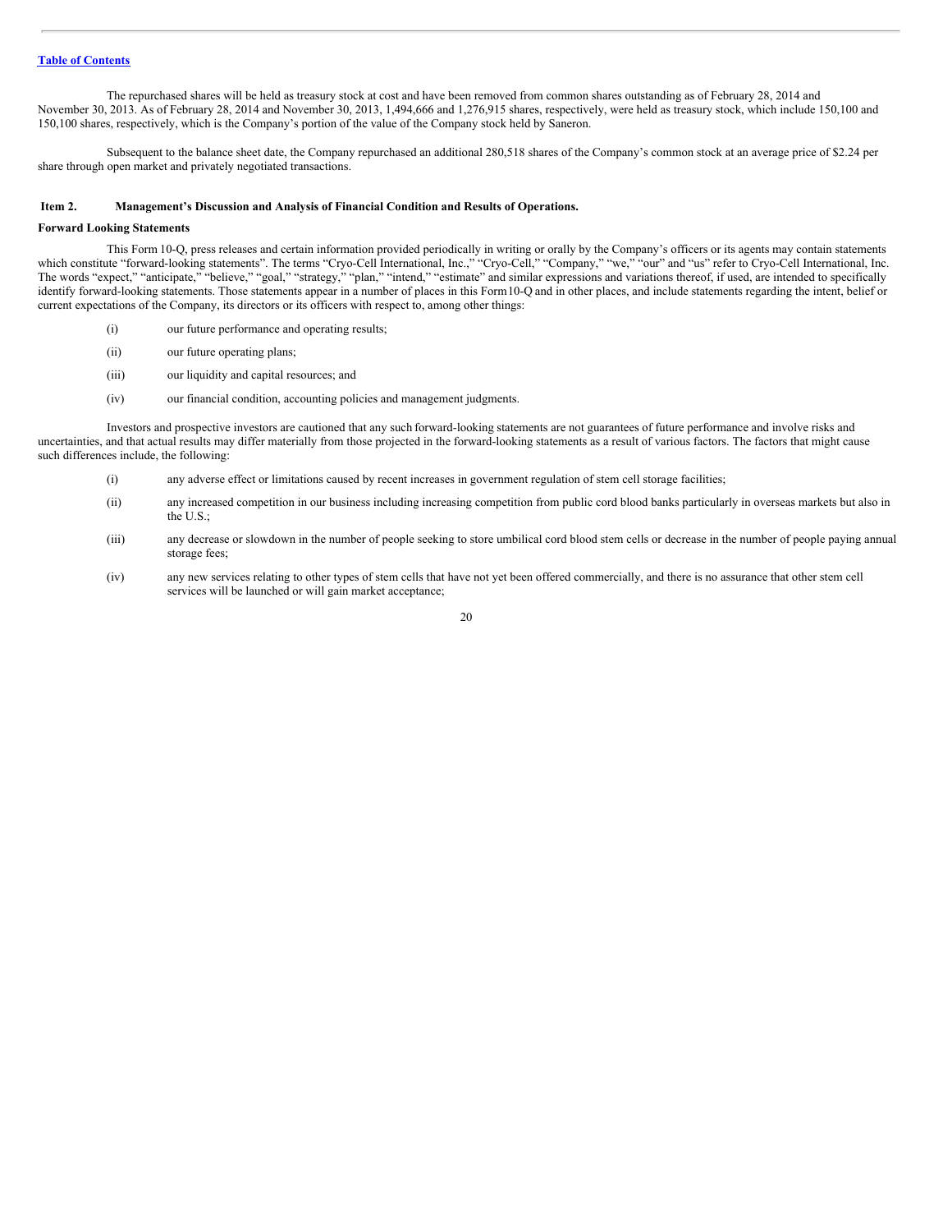The repurchased shares will be held as treasury stock at cost and have been removed from common shares outstanding as of February 28, 2014 and November 30, 2013. As of February 28, 2014 and November 30, 2013, 1,494,666 and 1,276,915 shares, respectively, were held as treasury stock, which include 150,100 and 150,100 shares, respectively, which is the Company's portion of the value of the Company stock held by Saneron.

Subsequent to the balance sheet date, the Company repurchased an additional 280,518 shares of the Company's common stock at an average price of $2.24 per share through open market and privately negotiated transactions.

## Item 2. Management's Discussion and Analysis of Financial Condition and Results of Operations.

**Forward Looking Statements**

This Form 10-Q, press releases and certain information provided periodically in writing or orally by the Company's officers or its agents may contain statements which constitute "forward-looking statements". The terms "Cryo-Cell International, Inc.," "Cryo-Cell," "Company," "we," "our" and "us" refer to Cryo-Cell International, Inc. The words "expect," "anticipate," "believe," "goal," "strategy," "plan," "intend," "estimate" and similar expressions and variations thereof, if used, are intended to specifically identify forward-looking statements. Those statements appear in a number of places in this Form10-Q and in other places, and include statements regarding the intent, belief or current expectations of the Company, its directors or its officers with respect to, among other things:

(i) our future performance and operating results;

(ii) our future operating plans;

(iii) our liquidity and capital resources; and

(iv) our financial condition, accounting policies and management judgments.

Investors and prospective investors are cautioned that any such forward-looking statements are not guarantees of future performance and involve risks and uncertainties, and that actual results may differ materially from those projected in the forward-looking statements as a result of various factors. The factors that might cause such differences include, the following:

(i) any adverse effect or limitations caused by recent increases in government regulation of stem cell storage facilities;

(ii) any increased competition in our business including increasing competition from public cord blood banks particularly in overseas markets but also in the U.S.;

(iii) any decrease or slowdown in the number of people seeking to store umbilical cord blood stem cells or decrease in the number of people paying annual storage fees;

(iv) any new services relating to other types of stem cells that have not yet been offered commercially, and there is no assurance that other stem cell services will be launched or will gain market acceptance;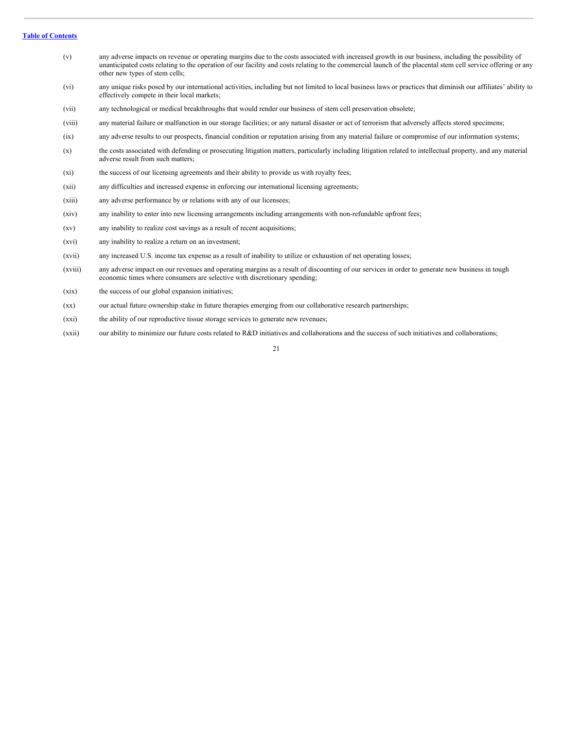(v) any adverse impacts on revenue or operating margins due to the costs associated with increased growth in our business, including the possibility of unanticipated costs relating to the operation of our facility and costs relating to the commercial launch of the placental stem cell service offering or any other new types of stem cells;

(vi) any unique risks posed by our international activities, including but not limited to local business laws or practices that diminish our affiliates' ability to effectively compete in their local markets;

(vii) any technological or medical breakthroughs that would render our business of stem cell preservation obsolete;

(viii) any material failure or malfunction in our storage facilities; or any natural disaster or act of terrorism that adversely affects stored specimens;

(ix) any adverse results to our prospects, financial condition or reputation arising from any material failure or compromise of our information systems;

(x) the costs associated with defending or prosecuting litigation matters, particularly including litigation related to intellectual property, and any material adverse result from such matters;

(xi) the success of our licensing agreements and their ability to provide us with royalty fees;

(xii) any difficulties and increased expense in enforcing our international licensing agreements;

(xiii) any adverse performance by or relations with any of our licensees;

(xiv) any inability to enter into new licensing arrangements including arrangements with non-refundable upfront fees;

(xv) any inability to realize cost savings as a result of recent acquisitions;

(xvi) any inability to realize a return on an investment;

(xvii) any increased U.S. income tax expense as a result of inability to utilize or exhaustion of net operating losses;

(xviii) any adverse impact on our revenues and operating margins as a result of discounting of our services in order to generate new business in tough economic times where consumers are selective with discretionary spending;

(xix) the success of our global expansion initiatives;

(xx) our actual future ownership stake in future therapies emerging from our collaborative research partnerships;

(xxi) the ability of our reproductive tissue storage services to generate new revenues;

(xxii) our ability to minimize our future costs related to R&D initiatives and collaborations and the success of such initiatives and collaborations;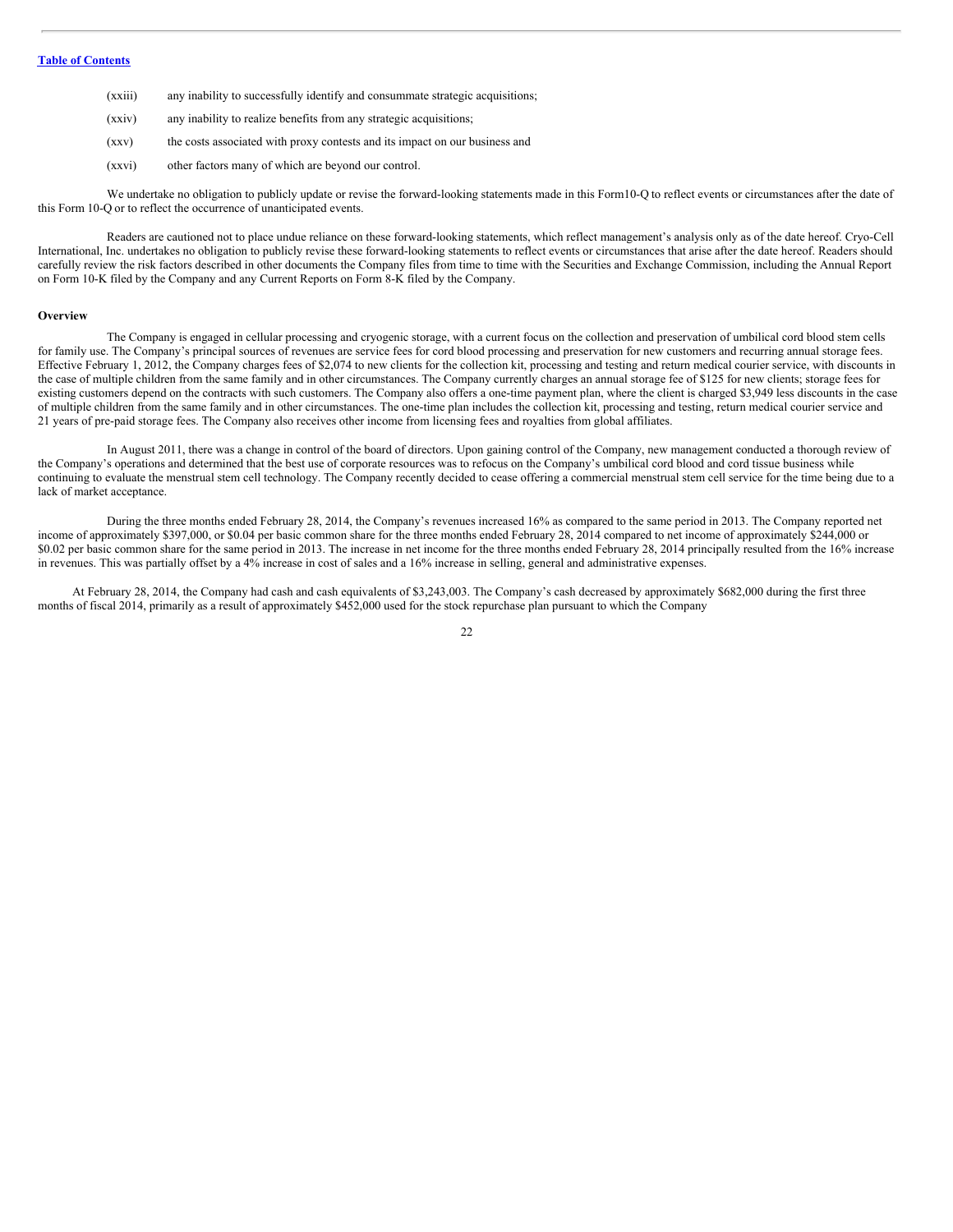(xxiii) any inability to successfully identify and consummate strategic acquisitions;

(xxiv) any inability to realize benefits from any strategic acquisitions;

(xxv) the costs associated with proxy contests and its impact on our business and

(xxvi) other factors many of which are beyond our control.

We undertake no obligation to publicly update or revise the forward-looking statements made in this Form10-Q to reflect events or circumstances after the date of this Form 10-Q or to reflect the occurrence of unanticipated events.

Readers are cautioned not to place undue reliance on these forward-looking statements, which reflect management's analysis only as of the date hereof. Cryo-Cell International, Inc. undertakes no obligation to publicly revise these forward-looking statements to reflect events or circumstances that arise after the date hereof. Readers should carefully review the risk factors described in other documents the Company files from time to time with the Securities and Exchange Commission, including the Annual Report on Form 10-K filed by the Company and any Current Reports on Form 8-K filed by the Company.

**Overview**

The Company is engaged in cellular processing and cryogenic storage, with a current focus on the collection and preservation of umbilical cord blood stem cells for family use. The Company's principal sources of revenues are service fees for cord blood processing and preservation for new customers and recurring annual storage fees. Effective February 1, 2012, the Company charges fees of $2,074 to new clients for the collection kit, processing and testing and return medical courier service, with discounts in the case of multiple children from the same family and in other circumstances. The Company currently charges an annual storage fee of $125 for new clients; storage fees for existing customers depend on the contracts with such customers. The Company also offers a one-time payment plan, where the client is charged $3,949 less discounts in the case of multiple children from the same family and in other circumstances. The one-time plan includes the collection kit, processing and testing, return medical courier service and 21 years of pre-paid storage fees. The Company also receives other income from licensing fees and royalties from global affiliates.

In August 2011, there was a change in control of the board of directors. Upon gaining control of the Company, new management conducted a thorough review of the Company's operations and determined that the best use of corporate resources was to refocus on the Company's umbilical cord blood and cord tissue business while continuing to evaluate the menstrual stem cell technology. The Company recently decided to cease offering a commercial menstrual stem cell service for the time being due to a lack of market acceptance.

During the three months ended February 28, 2014, the Company's revenues increased 16% as compared to the same period in 2013. The Company reported net income of approximately $397,000, or $0.04 per basic common share for the three months ended February 28, 2014 compared to net income of approximately $244,000 or $0.02 per basic common share for the same period in 2013. The increase in net income for the three months ended February 28, 2014 principally resulted from the 16% increase in revenues. This was partially offset by a 4% increase in cost of sales and a 16% increase in selling, general and administrative expenses.

At February 28, 2014, the Company had cash and cash equivalents of $3,243,003. The Company's cash decreased by approximately $682,000 during the first three months of fiscal 2014, primarily as a result of approximately $452,000 used for the stock repurchase plan pursuant to which the Company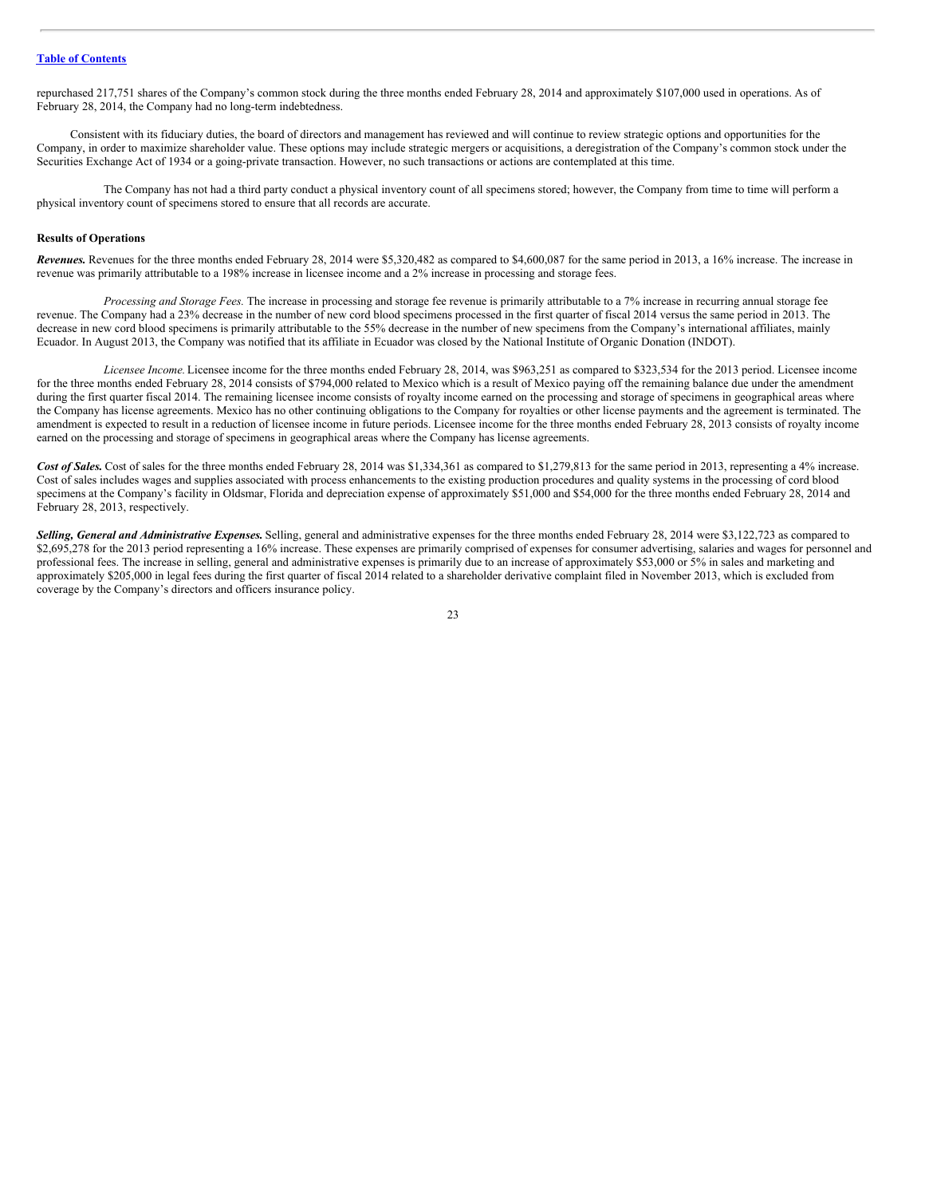repurchased 217,751 shares of the Company's common stock during the three months ended February 28, 2014 and approximately $107,000 used in operations. As of February 28, 2014, the Company had no long-term indebtedness.

Consistent with its fiduciary duties, the board of directors and management has reviewed and will continue to review strategic options and opportunities for the Company, in order to maximize shareholder value. These options may include strategic mergers or acquisitions, a deregistration of the Company's common stock under the Securities Exchange Act of 1934 or a going-private transaction. However, no such transactions or actions are contemplated at this time.

The Company has not had a third party conduct a physical inventory count of all specimens stored; however, the Company from time to time will perform a physical inventory count of specimens stored to ensure that all records are accurate.

**Results of Operations**

***Revenues.*** Revenues for the three months ended February 28, 2014 were $5,320,482 as compared to $4,600,087 for the same period in 2013, a 16% increase. The increase in revenue was primarily attributable to a 198% increase in licensee income and a 2% increase in processing and storage fees.

*Processing and Storage Fees.* The increase in processing and storage fee revenue is primarily attributable to a 7% increase in recurring annual storage fee revenue. The Company had a 23% decrease in the number of new cord blood specimens processed in the first quarter of fiscal 2014 versus the same period in 2013. The decrease in new cord blood specimens is primarily attributable to the 55% decrease in the number of new specimens from the Company's international affiliates, mainly Ecuador. In August 2013, the Company was notified that its affiliate in Ecuador was closed by the National Institute of Organic Donation (INDOT).

*Licensee Income.* Licensee income for the three months ended February 28, 2014, was $963,251 as compared to $323,534 for the 2013 period. Licensee income for the three months ended February 28, 2014 consists of $794,000 related to Mexico which is a result of Mexico paying off the remaining balance due under the amendment during the first quarter fiscal 2014. The remaining licensee income consists of royalty income earned on the processing and storage of specimens in geographical areas where the Company has license agreements. Mexico has no other continuing obligations to the Company for royalties or other license payments and the agreement is terminated. The amendment is expected to result in a reduction of licensee income in future periods. Licensee income for the three months ended February 28, 2013 consists of royalty income earned on the processing and storage of specimens in geographical areas where the Company has license agreements.

***Cost of Sales.*** Cost of sales for the three months ended February 28, 2014 was $1,334,361 as compared to $1,279,813 for the same period in 2013, representing a 4% increase. Cost of sales includes wages and supplies associated with process enhancements to the existing production procedures and quality systems in the processing of cord blood specimens at the Company's facility in Oldsmar, Florida and depreciation expense of approximately $51,000 and $54,000 for the three months ended February 28, 2014 and February 28, 2013, respectively.

***Selling, General and Administrative Expenses.*** Selling, general and administrative expenses for the three months ended February 28, 2014 were $3,122,723 as compared to $2,695,278 for the 2013 period representing a 16% increase. These expenses are primarily comprised of expenses for consumer advertising, salaries and wages for personnel and professional fees. The increase in selling, general and administrative expenses is primarily due to an increase of approximately $53,000 or 5% in sales and marketing and approximately $205,000 in legal fees during the first quarter of fiscal 2014 related to a shareholder derivative complaint filed in November 2013, which is excluded from coverage by the Company's directors and officers insurance policy.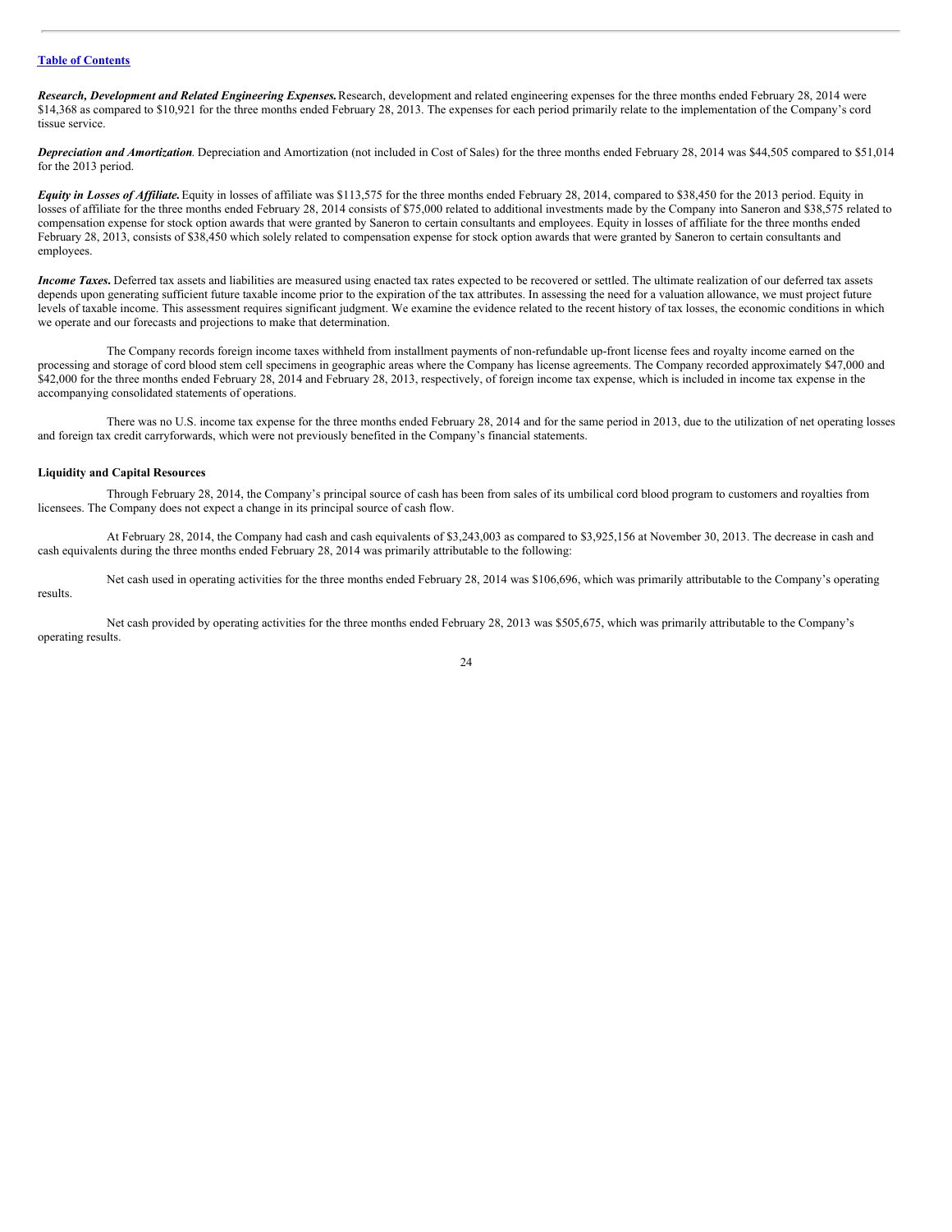[Table of Contents](#)

***Research, Development and Related Engineering Expenses.*** Research, development and related engineering expenses for the three months ended February 28, 2014 were $14,368 as compared to $10,921 for the three months ended February 28, 2013. The expenses for each period primarily relate to the implementation of the Company's cord tissue service.

***Depreciation and Amortization*.** Depreciation and Amortization (not included in Cost of Sales) for the three months ended February 28, 2014 was $44,505 compared to $51,014 for the 2013 period.

***Equity in Losses of Affiliate.*** Equity in losses of affiliate was $113,575 for the three months ended February 28, 2014, compared to $38,450 for the 2013 period. Equity in losses of affiliate for the three months ended February 28, 2014 consists of $75,000 related to additional investments made by the Company into Saneron and $38,575 related to compensation expense for stock option awards that were granted by Saneron to certain consultants and employees. Equity in losses of affiliate for the three months ended February 28, 2013, consists of $38,450 which solely related to compensation expense for stock option awards that were granted by Saneron to certain consultants and employees.

***Income Taxes.*** Deferred tax assets and liabilities are measured using enacted tax rates expected to be recovered or settled. The ultimate realization of our deferred tax assets depends upon generating sufficient future taxable income prior to the expiration of the tax attributes. In assessing the need for a valuation allowance, we must project future levels of taxable income. This assessment requires significant judgment. We examine the evidence related to the recent history of tax losses, the economic conditions in which we operate and our forecasts and projections to make that determination.

The Company records foreign income taxes withheld from installment payments of non-refundable up-front license fees and royalty income earned on the processing and storage of cord blood stem cell specimens in geographic areas where the Company has license agreements. The Company recorded approximately $47,000 and $42,000 for the three months ended February 28, 2014 and February 28, 2013, respectively, of foreign income tax expense, which is included in income tax expense in the accompanying consolidated statements of operations.

There was no U.S. income tax expense for the three months ended February 28, 2014 and for the same period in 2013, due to the utilization of net operating losses and foreign tax credit carryforwards, which were not previously benefited in the Company's financial statements.

**Liquidity and Capital Resources**

Through February 28, 2014, the Company's principal source of cash has been from sales of its umbilical cord blood program to customers and royalties from licensees. The Company does not expect a change in its principal source of cash flow.

At February 28, 2014, the Company had cash and cash equivalents of $3,243,003 as compared to $3,925,156 at November 30, 2013. The decrease in cash and cash equivalents during the three months ended February 28, 2014 was primarily attributable to the following:

Net cash used in operating activities for the three months ended February 28, 2014 was $106,696, which was primarily attributable to the Company's operating results.

Net cash provided by operating activities for the three months ended February 28, 2013 was $505,675, which was primarily attributable to the Company's operating results.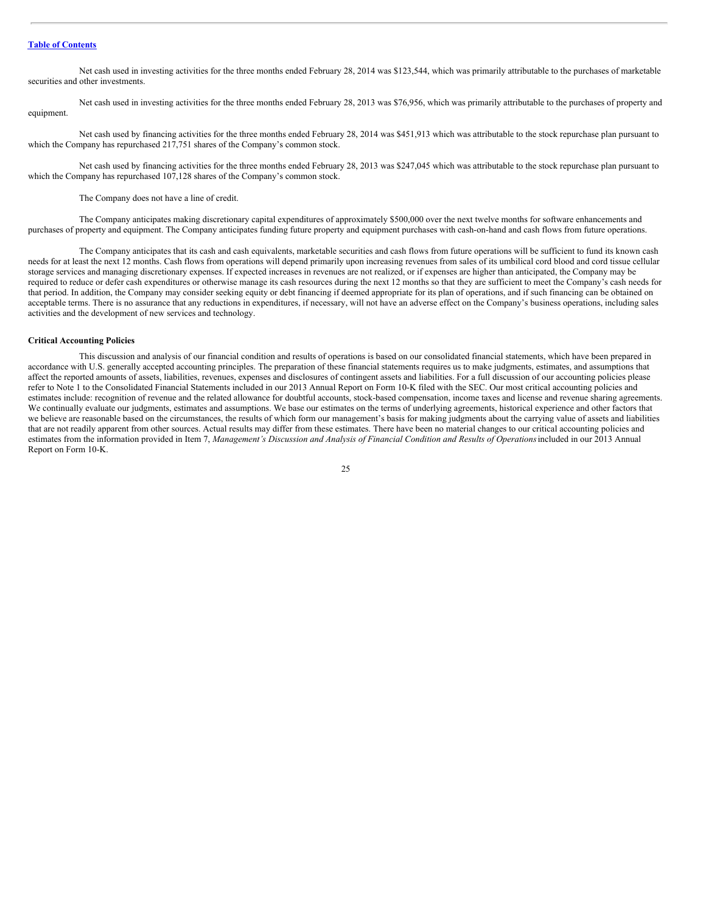Net cash used in investing activities for the three months ended February 28, 2014 was $123,544, which was primarily attributable to the purchases of marketable securities and other investments.

Net cash used in investing activities for the three months ended February 28, 2013 was $76,956, which was primarily attributable to the purchases of property and equipment.

Net cash used by financing activities for the three months ended February 28, 2014 was $451,913 which was attributable to the stock repurchase plan pursuant to which the Company has repurchased 217,751 shares of the Company's common stock.

Net cash used by financing activities for the three months ended February 28, 2013 was $247,045 which was attributable to the stock repurchase plan pursuant to which the Company has repurchased 107,128 shares of the Company's common stock.

The Company does not have a line of credit.

The Company anticipates making discretionary capital expenditures of approximately $500,000 over the next twelve months for software enhancements and purchases of property and equipment. The Company anticipates funding future property and equipment purchases with cash-on-hand and cash flows from future operations.

The Company anticipates that its cash and cash equivalents, marketable securities and cash flows from future operations will be sufficient to fund its known cash needs for at least the next 12 months. Cash flows from operations will depend primarily upon increasing revenues from sales of its umbilical cord blood and cord tissue cellular storage services and managing discretionary expenses. If expected increases in revenues are not realized, or if expenses are higher than anticipated, the Company may be required to reduce or defer cash expenditures or otherwise manage its cash resources during the next 12 months so that they are sufficient to meet the Company's cash needs for that period. In addition, the Company may consider seeking equity or debt financing if deemed appropriate for its plan of operations, and if such financing can be obtained on acceptable terms. There is no assurance that any reductions in expenditures, if necessary, will not have an adverse effect on the Company's business operations, including sales activities and the development of new services and technology.

**Critical Accounting Policies**

This discussion and analysis of our financial condition and results of operations is based on our consolidated financial statements, which have been prepared in accordance with U.S. generally accepted accounting principles. The preparation of these financial statements requires us to make judgments, estimates, and assumptions that affect the reported amounts of assets, liabilities, revenues, expenses and disclosures of contingent assets and liabilities. For a full discussion of our accounting policies please refer to Note 1 to the Consolidated Financial Statements included in our 2013 Annual Report on Form 10-K filed with the SEC. Our most critical accounting policies and estimates include: recognition of revenue and the related allowance for doubtful accounts, stock-based compensation, income taxes and license and revenue sharing agreements. We continually evaluate our judgments, estimates and assumptions. We base our estimates on the terms of underlying agreements, historical experience and other factors that we believe are reasonable based on the circumstances, the results of which form our management's basis for making judgments about the carrying value of assets and liabilities that are not readily apparent from other sources. Actual results may differ from these estimates. There have been no material changes to our critical accounting policies and estimates from the information provided in Item 7, *Management's Discussion and Analysis of Financial Condition and Results of Operations* included in our 2013 Annual Report on Form 10-K.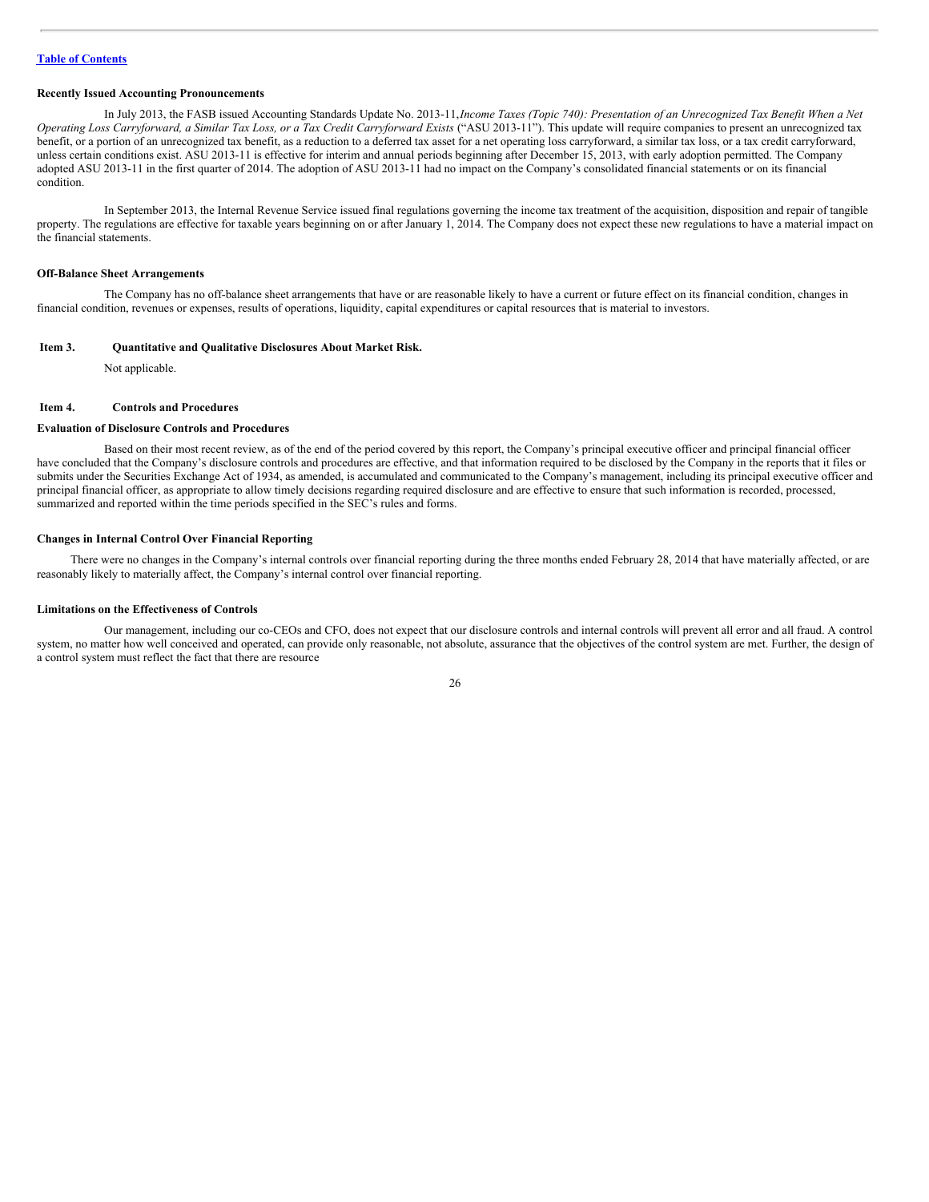**Recently Issued Accounting Pronouncements**

In July 2013, the FASB issued Accounting Standards Update No. 2013-11, *Income Taxes (Topic 740): Presentation of an Unrecognized Tax Benefit When a Net Operating Loss Carryforward, a Similar Tax Loss, or a Tax Credit Carryforward Exists* ("ASU 2013-11"). This update will require companies to present an unrecognized tax benefit, or a portion of an unrecognized tax benefit, as a reduction to a deferred tax asset for a net operating loss carryforward, a similar tax loss, or a tax credit carryforward, unless certain conditions exist. ASU 2013-11 is effective for interim and annual periods beginning after December 15, 2013, with early adoption permitted. The Company adopted ASU 2013-11 in the first quarter of 2014. The adoption of ASU 2013-11 had no impact on the Company's consolidated financial statements or on its financial condition.

In September 2013, the Internal Revenue Service issued final regulations governing the income tax treatment of the acquisition, disposition and repair of tangible property. The regulations are effective for taxable years beginning on or after January 1, 2014. The Company does not expect these new regulations to have a material impact on the financial statements.

**Off-Balance Sheet Arrangements**

The Company has no off-balance sheet arrangements that have or are reasonable likely to have a current or future effect on its financial condition, changes in financial condition, revenues or expenses, results of operations, liquidity, capital expenditures or capital resources that is material to investors.

## Item 3. Quantitative and Qualitative Disclosures About Market Risk.

Not applicable.

## Item 4. Controls and Procedures

**Evaluation of Disclosure Controls and Procedures**

Based on their most recent review, as of the end of the period covered by this report, the Company's principal executive officer and principal financial officer have concluded that the Company's disclosure controls and procedures are effective, and that information required to be disclosed by the Company in the reports that it files or submits under the Securities Exchange Act of 1934, as amended, is accumulated and communicated to the Company's management, including its principal executive officer and principal financial officer, as appropriate to allow timely decisions regarding required disclosure and are effective to ensure that such information is recorded, processed, summarized and reported within the time periods specified in the SEC's rules and forms.

**Changes in Internal Control Over Financial Reporting**

There were no changes in the Company's internal controls over financial reporting during the three months ended February 28, 2014 that have materially affected, or are reasonably likely to materially affect, the Company's internal control over financial reporting.

**Limitations on the Effectiveness of Controls**

Our management, including our co-CEOs and CFO, does not expect that our disclosure controls and internal controls will prevent all error and all fraud. A control system, no matter how well conceived and operated, can provide only reasonable, not absolute, assurance that the objectives of the control system are met. Further, the design of a control system must reflect the fact that there are resource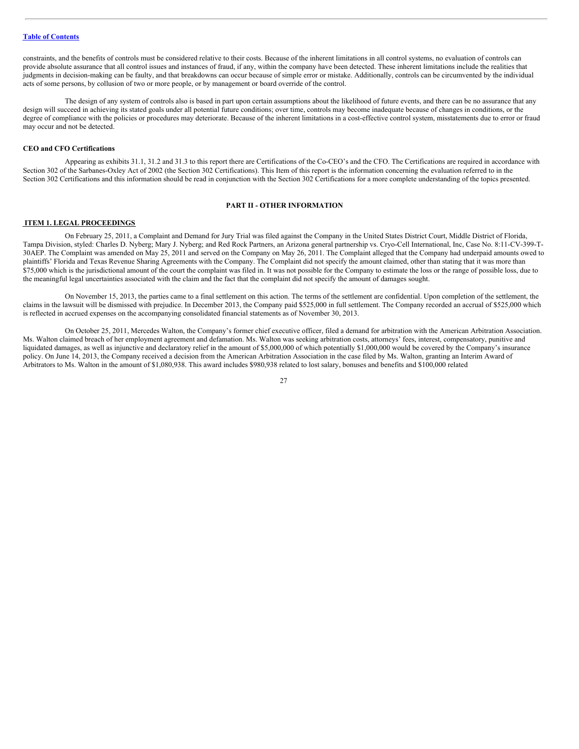constraints, and the benefits of controls must be considered relative to their costs. Because of the inherent limitations in all control systems, no evaluation of controls can provide absolute assurance that all control issues and instances of fraud, if any, within the company have been detected. These inherent limitations include the realities that judgments in decision-making can be faulty, and that breakdowns can occur because of simple error or mistake. Additionally, controls can be circumvented by the individual acts of some persons, by collusion of two or more people, or by management or board override of the control.

The design of any system of controls also is based in part upon certain assumptions about the likelihood of future events, and there can be no assurance that any design will succeed in achieving its stated goals under all potential future conditions; over time, controls may become inadequate because of changes in conditions, or the degree of compliance with the policies or procedures may deteriorate. Because of the inherent limitations in a cost-effective control system, misstatements due to error or fraud may occur and not be detected.

**CEO and CFO Certifications**

Appearing as exhibits 31.1, 31.2 and 31.3 to this report there are Certifications of the Co-CEO's and the CFO. The Certifications are required in accordance with Section 302 of the Sarbanes-Oxley Act of 2002 (the Section 302 Certifications). This Item of this report is the information concerning the evaluation referred to in the Section 302 Certifications and this information should be read in conjunction with the Section 302 Certifications for a more complete understanding of the topics presented.

## PART II - OTHER INFORMATION

### ITEM 1. LEGAL PROCEEDINGS

On February 25, 2011, a Complaint and Demand for Jury Trial was filed against the Company in the United States District Court, Middle District of Florida, Tampa Division, styled: Charles D. Nyberg; Mary J. Nyberg; and Red Rock Partners, an Arizona general partnership vs. Cryo-Cell International, Inc, Case No. 8:11-CV-399-T-30AEP. The Complaint was amended on May 25, 2011 and served on the Company on May 26, 2011. The Complaint alleged that the Company had underpaid amounts owed to plaintiffs' Florida and Texas Revenue Sharing Agreements with the Company. The Complaint did not specify the amount claimed, other than stating that it was more than $75,000 which is the jurisdictional amount of the court the complaint was filed in. It was not possible for the Company to estimate the loss or the range of possible loss, due to the meaningful legal uncertainties associated with the claim and the fact that the complaint did not specify the amount of damages sought.

On November 15, 2013, the parties came to a final settlement on this action. The terms of the settlement are confidential. Upon completion of the settlement, the claims in the lawsuit will be dismissed with prejudice. In December 2013, the Company paid $525,000 in full settlement. The Company recorded an accrual of $525,000 which is reflected in accrued expenses on the accompanying consolidated financial statements as of November 30, 2013.

On October 25, 2011, Mercedes Walton, the Company's former chief executive officer, filed a demand for arbitration with the American Arbitration Association. Ms. Walton claimed breach of her employment agreement and defamation. Ms. Walton was seeking arbitration costs, attorneys' fees, interest, compensatory, punitive and liquidated damages, as well as injunctive and declaratory relief in the amount of $5,000,000 of which potentially $1,000,000 would be covered by the Company's insurance policy. On June 14, 2013, the Company received a decision from the American Arbitration Association in the case filed by Ms. Walton, granting an Interim Award of Arbitrators to Ms. Walton in the amount of $1,080,938. This award includes $980,938 related to lost salary, bonuses and benefits and $100,000 related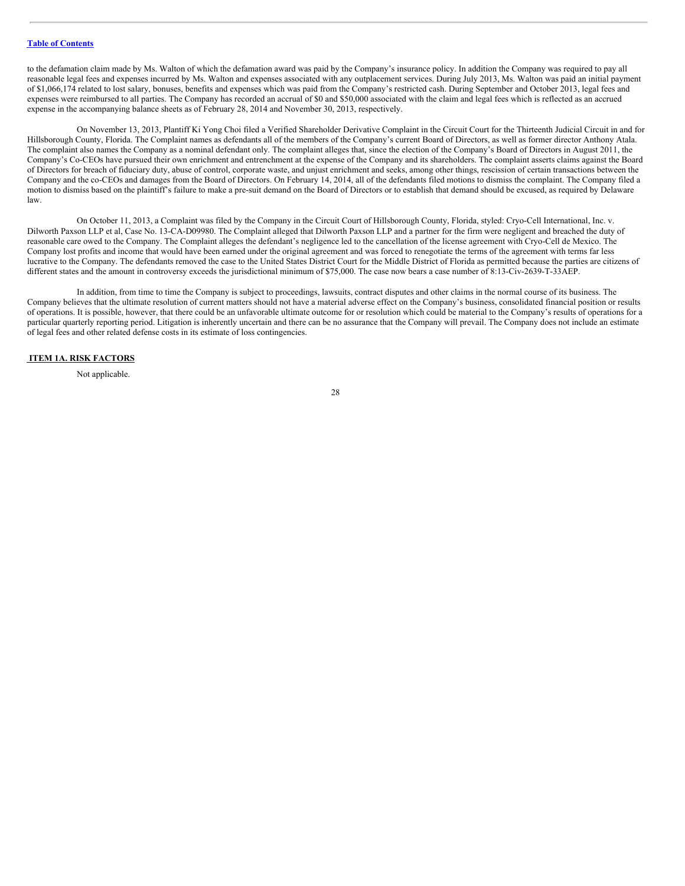to the defamation claim made by Ms. Walton of which the defamation award was paid by the Company's insurance policy. In addition the Company was required to pay all reasonable legal fees and expenses incurred by Ms. Walton and expenses associated with any outplacement services. During July 2013, Ms. Walton was paid an initial payment of $1,066,174 related to lost salary, bonuses, benefits and expenses which was paid from the Company's restricted cash. During September and October 2013, legal fees and expenses were reimbursed to all parties. The Company has recorded an accrual of $0 and $50,000 associated with the claim and legal fees which is reflected as an accrued expense in the accompanying balance sheets as of February 28, 2014 and November 30, 2013, respectively.

On November 13, 2013, Plantiff Ki Yong Choi filed a Verified Shareholder Derivative Complaint in the Circuit Court for the Thirteenth Judicial Circuit in and for Hillsborough County, Florida. The Complaint names as defendants all of the members of the Company's current Board of Directors, as well as former director Anthony Atala. The complaint also names the Company as a nominal defendant only. The complaint alleges that, since the election of the Company's Board of Directors in August 2011, the Company's Co-CEOs have pursued their own enrichment and entrenchment at the expense of the Company and its shareholders. The complaint asserts claims against the Board of Directors for breach of fiduciary duty, abuse of control, corporate waste, and unjust enrichment and seeks, among other things, rescission of certain transactions between the Company and the co-CEOs and damages from the Board of Directors. On February 14, 2014, all of the defendants filed motions to dismiss the complaint. The Company filed a motion to dismiss based on the plaintiff's failure to make a pre-suit demand on the Board of Directors or to establish that demand should be excused, as required by Delaware law.

On October 11, 2013, a Complaint was filed by the Company in the Circuit Court of Hillsborough County, Florida, styled: Cryo-Cell International, Inc. v. Dilworth Paxson LLP et al, Case No. 13-CA-D09980. The Complaint alleged that Dilworth Paxson LLP and a partner for the firm were negligent and breached the duty of reasonable care owed to the Company. The Complaint alleges the defendant's negligence led to the cancellation of the license agreement with Cryo-Cell de Mexico. The Company lost profits and income that would have been earned under the original agreement and was forced to renegotiate the terms of the agreement with terms far less lucrative to the Company. The defendants removed the case to the United States District Court for the Middle District of Florida as permitted because the parties are citizens of different states and the amount in controversy exceeds the jurisdictional minimum of $75,000. The case now bears a case number of 8:13-Civ-2639-T-33AEP.

In addition, from time to time the Company is subject to proceedings, lawsuits, contract disputes and other claims in the normal course of its business. The Company believes that the ultimate resolution of current matters should not have a material adverse effect on the Company's business, consolidated financial position or results of operations. It is possible, however, that there could be an unfavorable ultimate outcome for or resolution which could be material to the Company's results of operations for a particular quarterly reporting period. Litigation is inherently uncertain and there can be no assurance that the Company will prevail. The Company does not include an estimate of legal fees and other related defense costs in its estimate of loss contingencies.

## ITEM 1A. RISK FACTORS

Not applicable.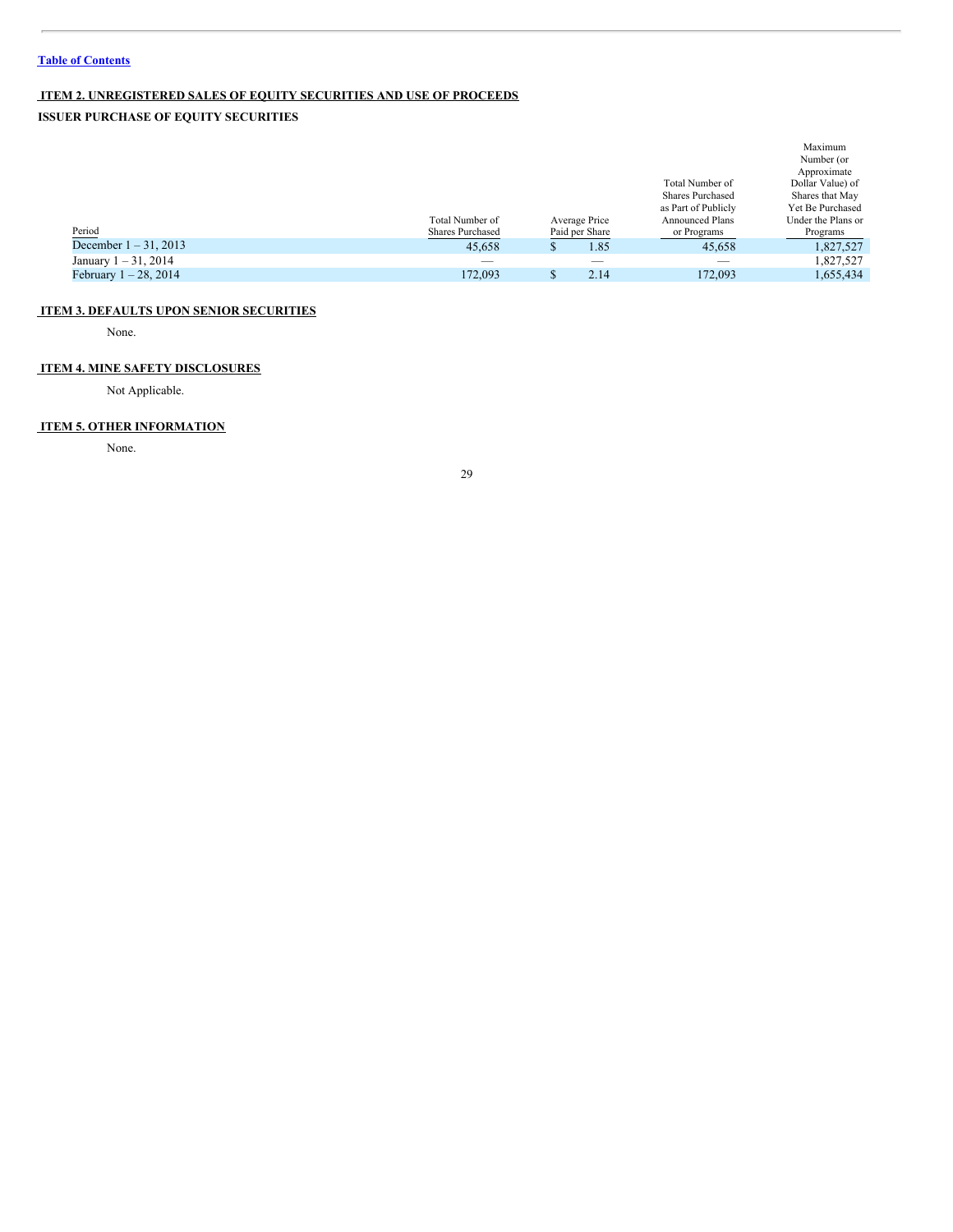[Table of Contents](#)

## ITEM 2. UNREGISTERED SALES OF EQUITY SECURITIES AND USE OF PROCEEDS

**ISSUER PURCHASE OF EQUITY SECURITIES**

| Period | Total Number of Shares Purchased | Average Price Paid per Share | Total Number of Shares Purchased as Part of Publicly Announced Plans or Programs | Maximum Number (or Approximate Dollar Value) of Shares that May Yet Be Purchased Under the Plans or Programs |
|---|---|---|---|---|
| December 1 – 31, 2013 | 45,658 | $ 1.85 | 45,658 | 1,827,527 |
| January 1 – 31, 2014 | — | — | — | 1,827,527 |
| February 1 – 28, 2014 | 172,093 | $ 2.14 | 172,093 | 1,655,434 |

## ITEM 3. DEFAULTS UPON SENIOR SECURITIES

None.

## ITEM 4. MINE SAFETY DISCLOSURES

Not Applicable.

## ITEM 5. OTHER INFORMATION

None.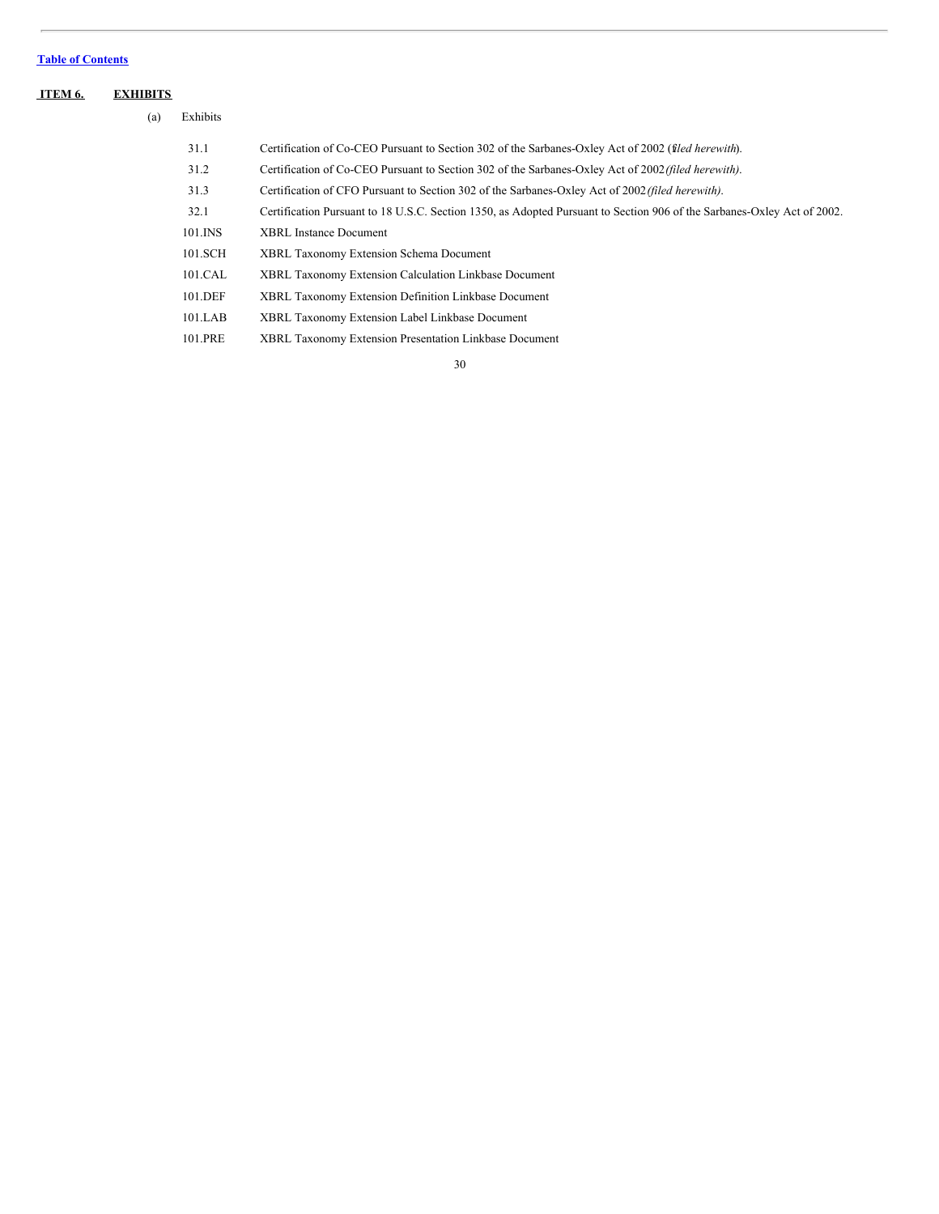[Table of Contents](#)

## ITEM 6. EXHIBITS

(a) Exhibits

| | |
|---|---|
| 31.1 | Certification of Co-CEO Pursuant to Section 302 of the Sarbanes-Oxley Act of 2002 (*filed herewith*). |
| 31.2 | Certification of Co-CEO Pursuant to Section 302 of the Sarbanes-Oxley Act of 2002 *(filed herewith)*. |
| 31.3 | Certification of CFO Pursuant to Section 302 of the Sarbanes-Oxley Act of 2002 *(filed herewith)*. |
| 32.1 | Certification Pursuant to 18 U.S.C. Section 1350, as Adopted Pursuant to Section 906 of the Sarbanes-Oxley Act of 2002. |
| 101.INS | XBRL Instance Document |
| 101.SCH | XBRL Taxonomy Extension Schema Document |
| 101.CAL | XBRL Taxonomy Extension Calculation Linkbase Document |
| 101.DEF | XBRL Taxonomy Extension Definition Linkbase Document |
| 101.LAB | XBRL Taxonomy Extension Label Linkbase Document |
| 101.PRE | XBRL Taxonomy Extension Presentation Linkbase Document |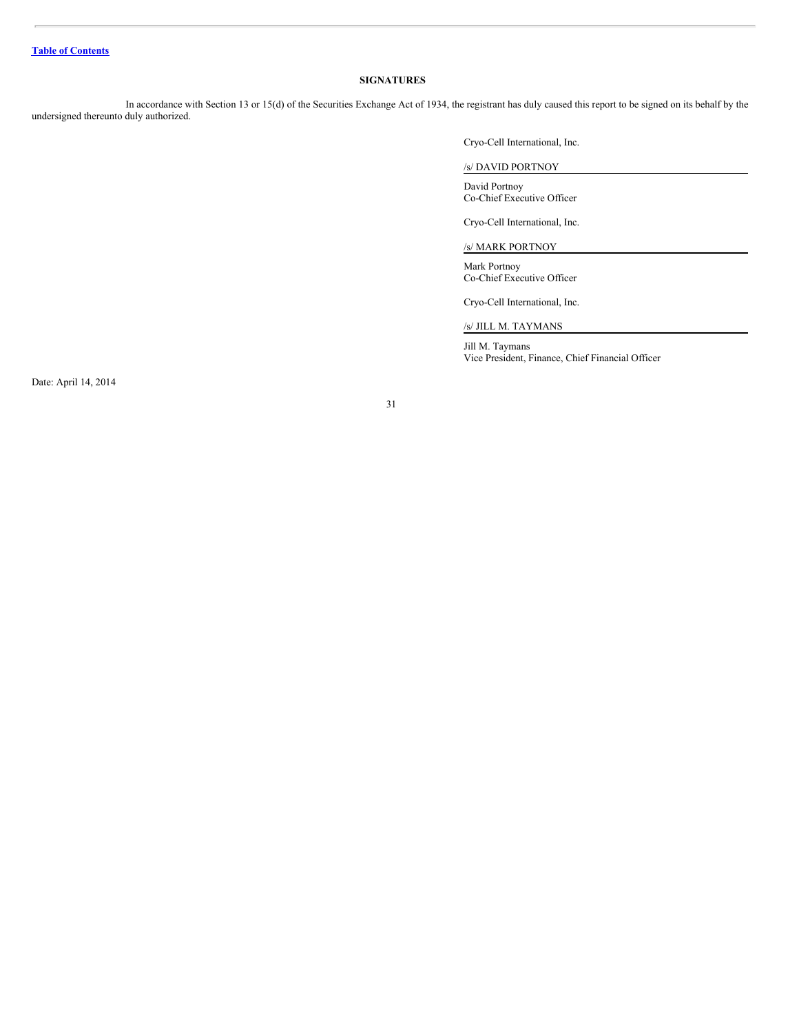[Table of Contents](#)

## SIGNATURES

In accordance with Section 13 or 15(d) of the Securities Exchange Act of 1934, the registrant has duly caused this report to be signed on its behalf by the undersigned thereunto duly authorized.

Cryo-Cell International, Inc.

/s/ DAVID PORTNOY

David Portnoy
Co-Chief Executive Officer

Cryo-Cell International, Inc.

/s/ MARK PORTNOY

Mark Portnoy
Co-Chief Executive Officer

Cryo-Cell International, Inc.

/s/ JILL M. TAYMANS

Jill M. Taymans
Vice President, Finance, Chief Financial Officer

Date: April 14, 2014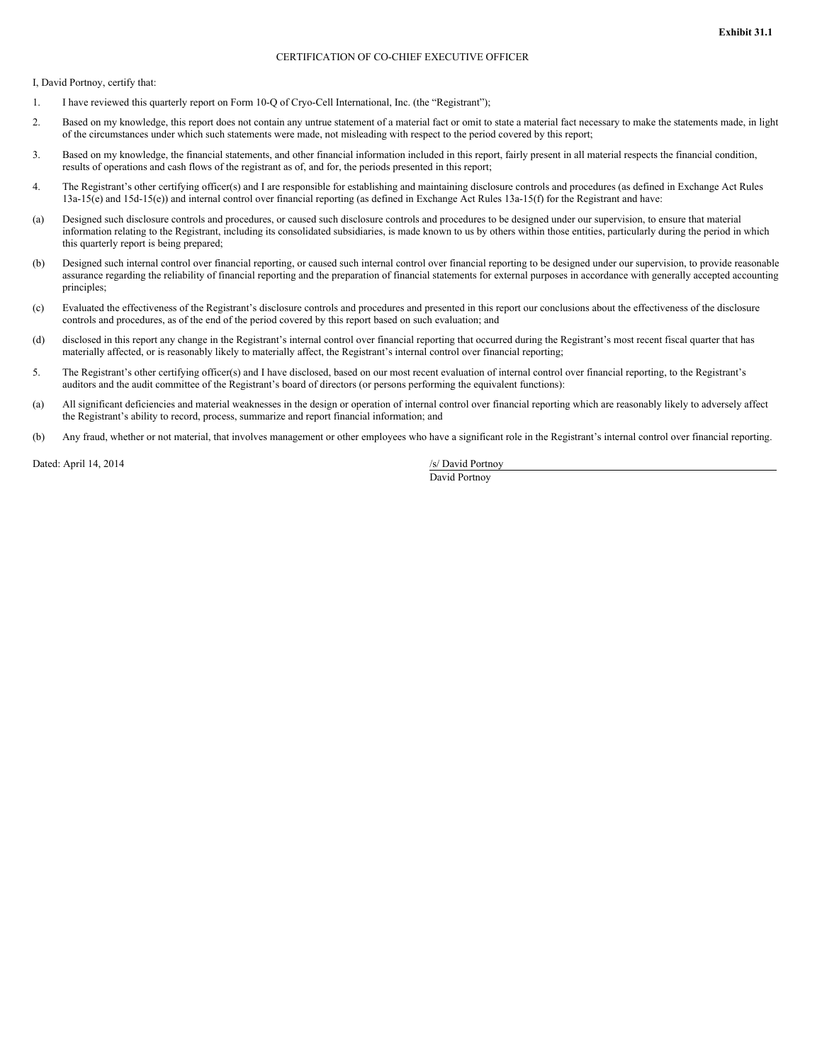**Exhibit 31.1**

CERTIFICATION OF CO-CHIEF EXECUTIVE OFFICER

I, David Portnoy, certify that:

1. I have reviewed this quarterly report on Form 10-Q of Cryo-Cell International, Inc. (the "Registrant");

2. Based on my knowledge, this report does not contain any untrue statement of a material fact or omit to state a material fact necessary to make the statements made, in light of the circumstances under which such statements were made, not misleading with respect to the period covered by this report;

3. Based on my knowledge, the financial statements, and other financial information included in this report, fairly present in all material respects the financial condition, results of operations and cash flows of the registrant as of, and for, the periods presented in this report;

4. The Registrant's other certifying officer(s) and I are responsible for establishing and maintaining disclosure controls and procedures (as defined in Exchange Act Rules 13a-15(e) and 15d-15(e)) and internal control over financial reporting (as defined in Exchange Act Rules 13a-15(f) for the Registrant and have:

(a) Designed such disclosure controls and procedures, or caused such disclosure controls and procedures to be designed under our supervision, to ensure that material information relating to the Registrant, including its consolidated subsidiaries, is made known to us by others within those entities, particularly during the period in which this quarterly report is being prepared;

(b) Designed such internal control over financial reporting, or caused such internal control over financial reporting to be designed under our supervision, to provide reasonable assurance regarding the reliability of financial reporting and the preparation of financial statements for external purposes in accordance with generally accepted accounting principles;

(c) Evaluated the effectiveness of the Registrant's disclosure controls and procedures and presented in this report our conclusions about the effectiveness of the disclosure controls and procedures, as of the end of the period covered by this report based on such evaluation; and

(d) disclosed in this report any change in the Registrant's internal control over financial reporting that occurred during the Registrant's most recent fiscal quarter that has materially affected, or is reasonably likely to materially affect, the Registrant's internal control over financial reporting;

5. The Registrant's other certifying officer(s) and I have disclosed, based on our most recent evaluation of internal control over financial reporting, to the Registrant's auditors and the audit committee of the Registrant's board of directors (or persons performing the equivalent functions):

(a) All significant deficiencies and material weaknesses in the design or operation of internal control over financial reporting which are reasonably likely to adversely affect the Registrant's ability to record, process, summarize and report financial information; and

(b) Any fraud, whether or not material, that involves management or other employees who have a significant role in the Registrant's internal control over financial reporting.

Dated: April 14, 2014

/s/ David Portnoy
David Portnoy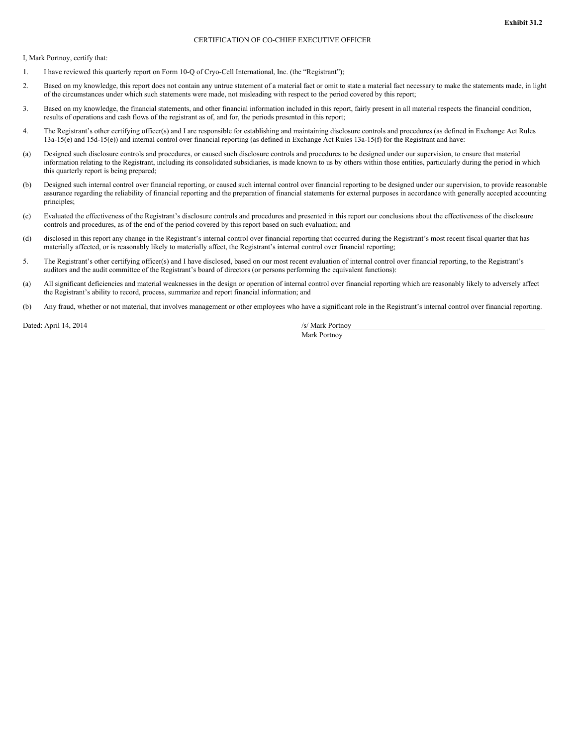**Exhibit 31.2**

CERTIFICATION OF CO-CHIEF EXECUTIVE OFFICER

I, Mark Portnoy, certify that:

1. I have reviewed this quarterly report on Form 10-Q of Cryo-Cell International, Inc. (the “Registrant”);

2. Based on my knowledge, this report does not contain any untrue statement of a material fact or omit to state a material fact necessary to make the statements made, in light of the circumstances under which such statements were made, not misleading with respect to the period covered by this report;

3. Based on my knowledge, the financial statements, and other financial information included in this report, fairly present in all material respects the financial condition, results of operations and cash flows of the registrant as of, and for, the periods presented in this report;

4. The Registrant’s other certifying officer(s) and I are responsible for establishing and maintaining disclosure controls and procedures (as defined in Exchange Act Rules 13a-15(e) and 15d-15(e)) and internal control over financial reporting (as defined in Exchange Act Rules 13a-15(f) for the Registrant and have:

(a) Designed such disclosure controls and procedures, or caused such disclosure controls and procedures to be designed under our supervision, to ensure that material information relating to the Registrant, including its consolidated subsidiaries, is made known to us by others within those entities, particularly during the period in which this quarterly report is being prepared;

(b) Designed such internal control over financial reporting, or caused such internal control over financial reporting to be designed under our supervision, to provide reasonable assurance regarding the reliability of financial reporting and the preparation of financial statements for external purposes in accordance with generally accepted accounting principles;

(c) Evaluated the effectiveness of the Registrant’s disclosure controls and procedures and presented in this report our conclusions about the effectiveness of the disclosure controls and procedures, as of the end of the period covered by this report based on such evaluation; and

(d) disclosed in this report any change in the Registrant’s internal control over financial reporting that occurred during the Registrant’s most recent fiscal quarter that has materially affected, or is reasonably likely to materially affect, the Registrant’s internal control over financial reporting;

5. The Registrant’s other certifying officer(s) and I have disclosed, based on our most recent evaluation of internal control over financial reporting, to the Registrant’s auditors and the audit committee of the Registrant’s board of directors (or persons performing the equivalent functions):

(a) All significant deficiencies and material weaknesses in the design or operation of internal control over financial reporting which are reasonably likely to adversely affect the Registrant’s ability to record, process, summarize and report financial information; and

(b) Any fraud, whether or not material, that involves management or other employees who have a significant role in the Registrant’s internal control over financial reporting.

Dated: April 14, 2014

/s/ Mark Portnoy
Mark Portnoy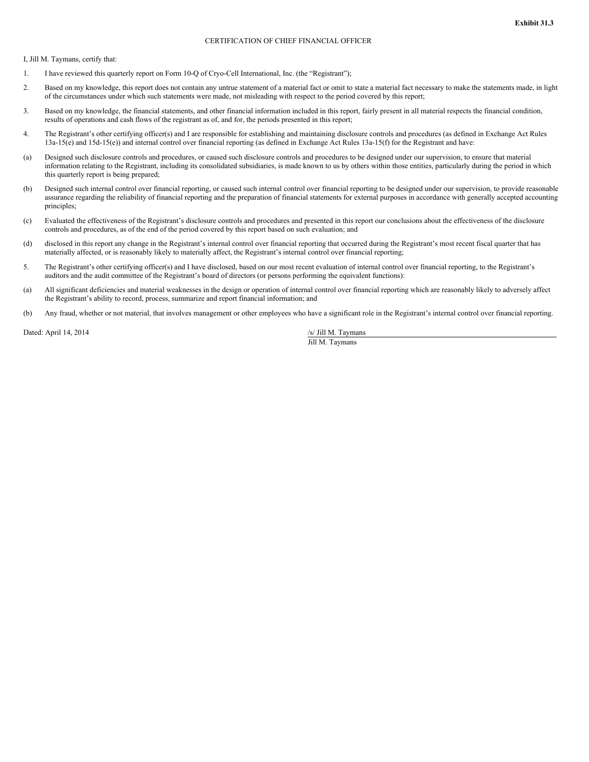**Exhibit 31.3**

CERTIFICATION OF CHIEF FINANCIAL OFFICER

I, Jill M. Taymans, certify that:

1. I have reviewed this quarterly report on Form 10-Q of Cryo-Cell International, Inc. (the "Registrant");

2. Based on my knowledge, this report does not contain any untrue statement of a material fact or omit to state a material fact necessary to make the statements made, in light of the circumstances under which such statements were made, not misleading with respect to the period covered by this report;

3. Based on my knowledge, the financial statements, and other financial information included in this report, fairly present in all material respects the financial condition, results of operations and cash flows of the registrant as of, and for, the periods presented in this report;

4. The Registrant's other certifying officer(s) and I are responsible for establishing and maintaining disclosure controls and procedures (as defined in Exchange Act Rules 13a-15(e) and 15d-15(e)) and internal control over financial reporting (as defined in Exchange Act Rules 13a-15(f) for the Registrant and have:

(a) Designed such disclosure controls and procedures, or caused such disclosure controls and procedures to be designed under our supervision, to ensure that material information relating to the Registrant, including its consolidated subsidiaries, is made known to us by others within those entities, particularly during the period in which this quarterly report is being prepared;

(b) Designed such internal control over financial reporting, or caused such internal control over financial reporting to be designed under our supervision, to provide reasonable assurance regarding the reliability of financial reporting and the preparation of financial statements for external purposes in accordance with generally accepted accounting principles;

(c) Evaluated the effectiveness of the Registrant's disclosure controls and procedures and presented in this report our conclusions about the effectiveness of the disclosure controls and procedures, as of the end of the period covered by this report based on such evaluation; and

(d) disclosed in this report any change in the Registrant's internal control over financial reporting that occurred during the Registrant's most recent fiscal quarter that has materially affected, or is reasonably likely to materially affect, the Registrant's internal control over financial reporting;

5. The Registrant's other certifying officer(s) and I have disclosed, based on our most recent evaluation of internal control over financial reporting, to the Registrant's auditors and the audit committee of the Registrant's board of directors (or persons performing the equivalent functions):

(a) All significant deficiencies and material weaknesses in the design or operation of internal control over financial reporting which are reasonably likely to adversely affect the Registrant's ability to record, process, summarize and report financial information; and

(b) Any fraud, whether or not material, that involves management or other employees who have a significant role in the Registrant's internal control over financial reporting.

Dated: April 14, 2014

/s/ Jill M. Taymans
Jill M. Taymans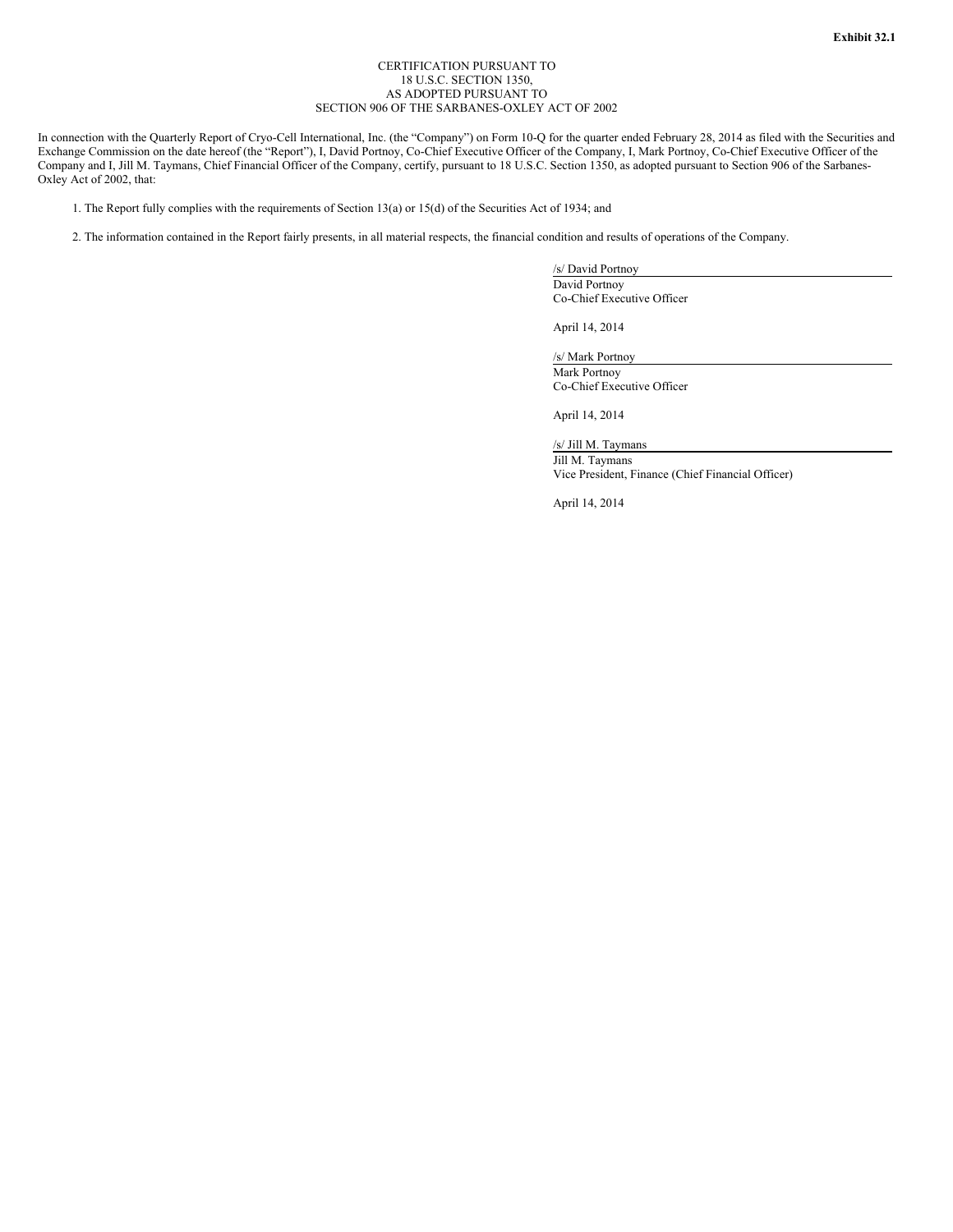**Exhibit 32.1**

CERTIFICATION PURSUANT TO
18 U.S.C. SECTION 1350,
AS ADOPTED PURSUANT TO
SECTION 906 OF THE SARBANES-OXLEY ACT OF 2002

In connection with the Quarterly Report of Cryo-Cell International, Inc. (the "Company") on Form 10-Q for the quarter ended February 28, 2014 as filed with the Securities and Exchange Commission on the date hereof (the "Report"), I, David Portnoy, Co-Chief Executive Officer of the Company, I, Mark Portnoy, Co-Chief Executive Officer of the Company and I, Jill M. Taymans, Chief Financial Officer of the Company, certify, pursuant to 18 U.S.C. Section 1350, as adopted pursuant to Section 906 of the Sarbanes-Oxley Act of 2002, that:

1. The Report fully complies with the requirements of Section 13(a) or 15(d) of the Securities Act of 1934; and

2. The information contained in the Report fairly presents, in all material respects, the financial condition and results of operations of the Company.

/s/ David Portnoy
David Portnoy
Co-Chief Executive Officer

April 14, 2014

/s/ Mark Portnoy
Mark Portnoy
Co-Chief Executive Officer

April 14, 2014

/s/ Jill M. Taymans
Jill M. Taymans
Vice President, Finance (Chief Financial Officer)

April 14, 2014